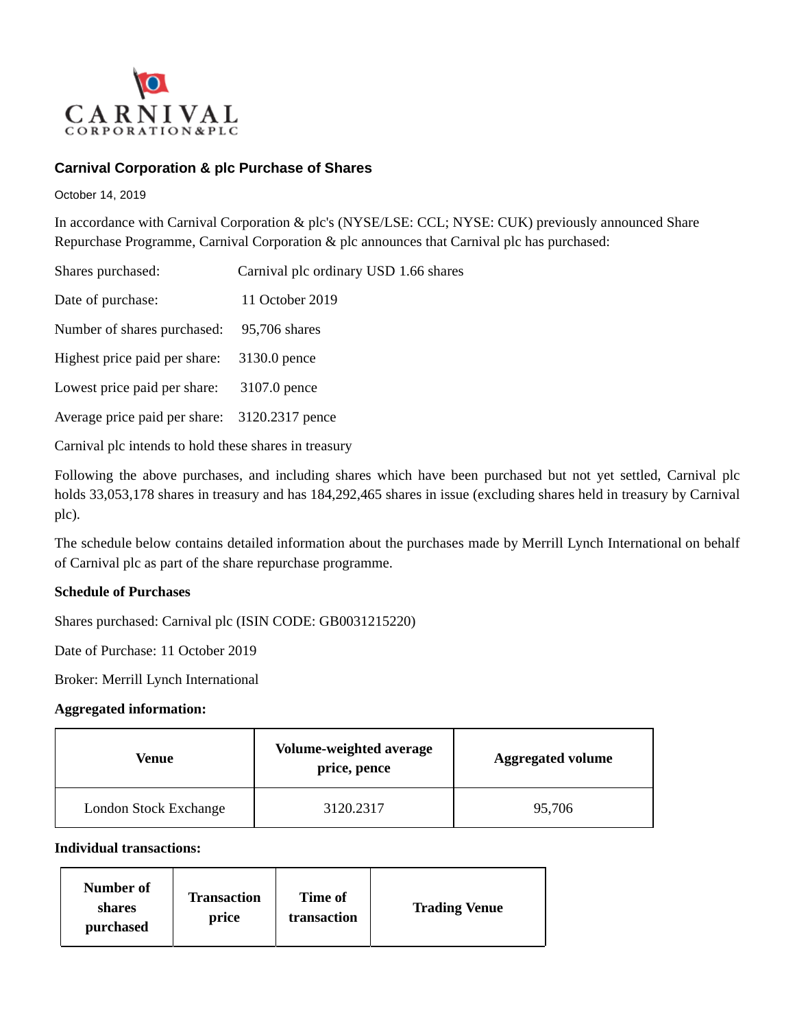CARNIVAL
CORPORATION&PLC

## Carnival Corporation & plc Purchase of Shares

October 14, 2019

In accordance with Carnival Corporation & plc's (NYSE/LSE: CCL; NYSE: CUK) previously announced Share Repurchase Programme, Carnival Corporation & plc announces that Carnival plc has purchased:

| | |
|---|---|
| Shares purchased: | Carnival plc ordinary USD 1.66 shares |
| Date of purchase: | 11 October 2019 |
| Number of shares purchased: | 95,706 shares |
| Highest price paid per share: | 3130.0 pence |
| Lowest price paid per share: | 3107.0 pence |
| Average price paid per share: | 3120.2317 pence |

Carnival plc intends to hold these shares in treasury

Following the above purchases, and including shares which have been purchased but not yet settled, Carnival plc holds 33,053,178 shares in treasury and has 184,292,465 shares in issue (excluding shares held in treasury by Carnival plc).

The schedule below contains detailed information about the purchases made by Merrill Lynch International on behalf of Carnival plc as part of the share repurchase programme.

**Schedule of Purchases**

Shares purchased: Carnival plc (ISIN CODE: GB0031215220)

Date of Purchase: 11 October 2019

Broker: Merrill Lynch International

**Aggregated information:**

| Venue | Volume-weighted average price, pence | Aggregated volume |
|---|---|---|
| London Stock Exchange | 3120.2317 | 95,706 |

**Individual transactions:**

| Number of shares purchased | Transaction price | Time of transaction | Trading Venue |
|---|---|---|---|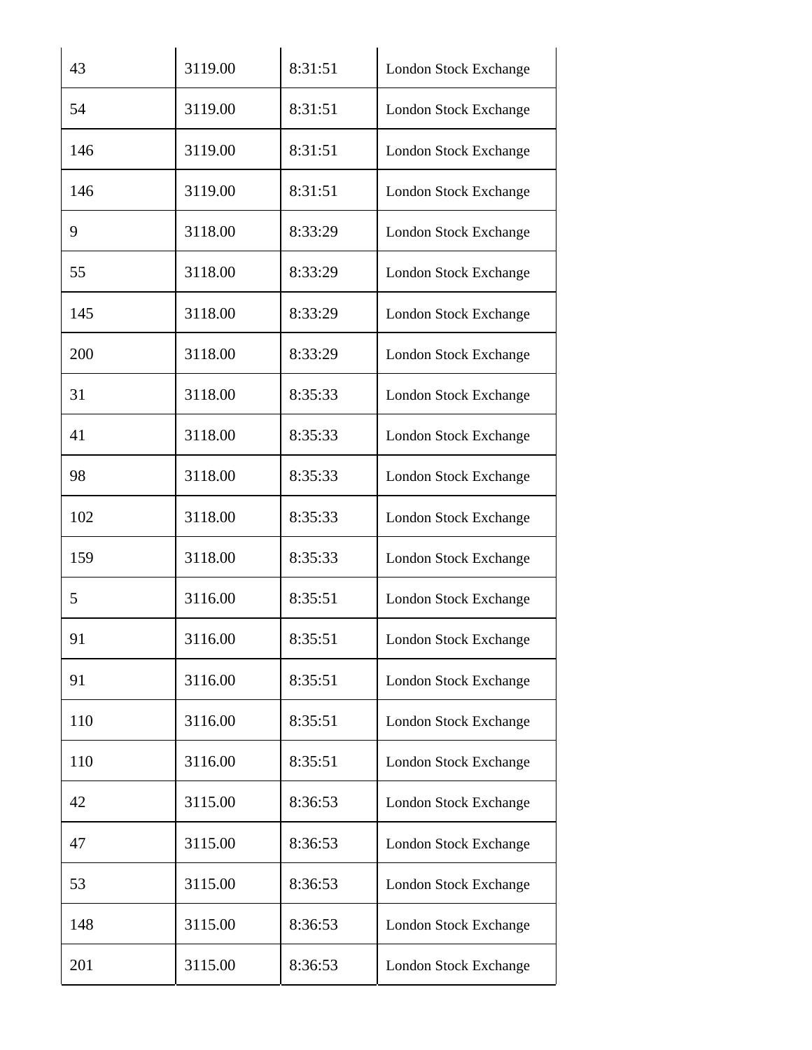| | | | |
|---|---|---|---|
| 43 | 3119.00 | 8:31:51 | London Stock Exchange |
| 54 | 3119.00 | 8:31:51 | London Stock Exchange |
| 146 | 3119.00 | 8:31:51 | London Stock Exchange |
| 146 | 3119.00 | 8:31:51 | London Stock Exchange |
| 9 | 3118.00 | 8:33:29 | London Stock Exchange |
| 55 | 3118.00 | 8:33:29 | London Stock Exchange |
| 145 | 3118.00 | 8:33:29 | London Stock Exchange |
| 200 | 3118.00 | 8:33:29 | London Stock Exchange |
| 31 | 3118.00 | 8:35:33 | London Stock Exchange |
| 41 | 3118.00 | 8:35:33 | London Stock Exchange |
| 98 | 3118.00 | 8:35:33 | London Stock Exchange |
| 102 | 3118.00 | 8:35:33 | London Stock Exchange |
| 159 | 3118.00 | 8:35:33 | London Stock Exchange |
| 5 | 3116.00 | 8:35:51 | London Stock Exchange |
| 91 | 3116.00 | 8:35:51 | London Stock Exchange |
| 91 | 3116.00 | 8:35:51 | London Stock Exchange |
| 110 | 3116.00 | 8:35:51 | London Stock Exchange |
| 110 | 3116.00 | 8:35:51 | London Stock Exchange |
| 42 | 3115.00 | 8:36:53 | London Stock Exchange |
| 47 | 3115.00 | 8:36:53 | London Stock Exchange |
| 53 | 3115.00 | 8:36:53 | London Stock Exchange |
| 148 | 3115.00 | 8:36:53 | London Stock Exchange |
| 201 | 3115.00 | 8:36:53 | London Stock Exchange |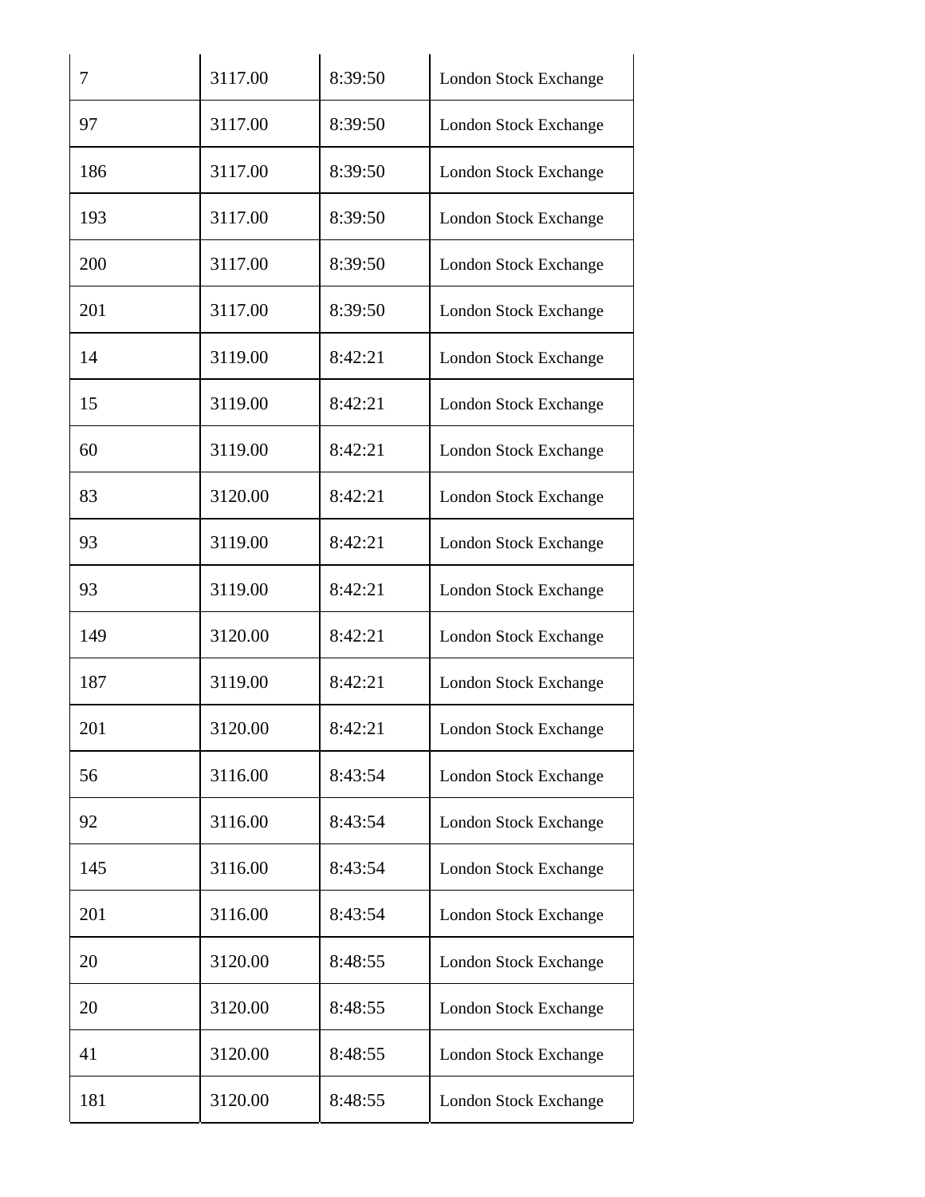| | | | |
|---|---|---|---|
| 7 | 3117.00 | 8:39:50 | London Stock Exchange |
| 97 | 3117.00 | 8:39:50 | London Stock Exchange |
| 186 | 3117.00 | 8:39:50 | London Stock Exchange |
| 193 | 3117.00 | 8:39:50 | London Stock Exchange |
| 200 | 3117.00 | 8:39:50 | London Stock Exchange |
| 201 | 3117.00 | 8:39:50 | London Stock Exchange |
| 14 | 3119.00 | 8:42:21 | London Stock Exchange |
| 15 | 3119.00 | 8:42:21 | London Stock Exchange |
| 60 | 3119.00 | 8:42:21 | London Stock Exchange |
| 83 | 3120.00 | 8:42:21 | London Stock Exchange |
| 93 | 3119.00 | 8:42:21 | London Stock Exchange |
| 93 | 3119.00 | 8:42:21 | London Stock Exchange |
| 149 | 3120.00 | 8:42:21 | London Stock Exchange |
| 187 | 3119.00 | 8:42:21 | London Stock Exchange |
| 201 | 3120.00 | 8:42:21 | London Stock Exchange |
| 56 | 3116.00 | 8:43:54 | London Stock Exchange |
| 92 | 3116.00 | 8:43:54 | London Stock Exchange |
| 145 | 3116.00 | 8:43:54 | London Stock Exchange |
| 201 | 3116.00 | 8:43:54 | London Stock Exchange |
| 20 | 3120.00 | 8:48:55 | London Stock Exchange |
| 20 | 3120.00 | 8:48:55 | London Stock Exchange |
| 41 | 3120.00 | 8:48:55 | London Stock Exchange |
| 181 | 3120.00 | 8:48:55 | London Stock Exchange |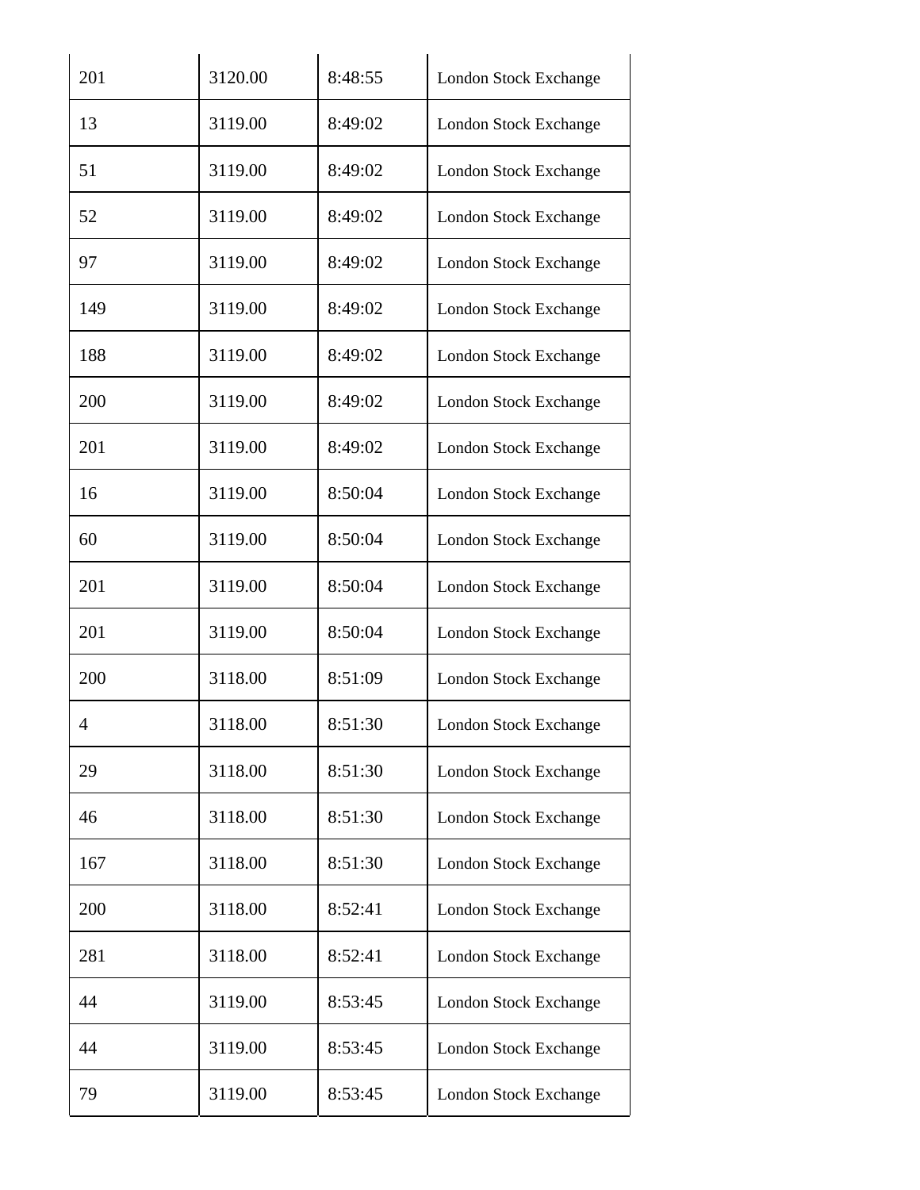| | | | |
|---|---|---|---|
| 201 | 3120.00 | 8:48:55 | London Stock Exchange |
| 13 | 3119.00 | 8:49:02 | London Stock Exchange |
| 51 | 3119.00 | 8:49:02 | London Stock Exchange |
| 52 | 3119.00 | 8:49:02 | London Stock Exchange |
| 97 | 3119.00 | 8:49:02 | London Stock Exchange |
| 149 | 3119.00 | 8:49:02 | London Stock Exchange |
| 188 | 3119.00 | 8:49:02 | London Stock Exchange |
| 200 | 3119.00 | 8:49:02 | London Stock Exchange |
| 201 | 3119.00 | 8:49:02 | London Stock Exchange |
| 16 | 3119.00 | 8:50:04 | London Stock Exchange |
| 60 | 3119.00 | 8:50:04 | London Stock Exchange |
| 201 | 3119.00 | 8:50:04 | London Stock Exchange |
| 201 | 3119.00 | 8:50:04 | London Stock Exchange |
| 200 | 3118.00 | 8:51:09 | London Stock Exchange |
| 4 | 3118.00 | 8:51:30 | London Stock Exchange |
| 29 | 3118.00 | 8:51:30 | London Stock Exchange |
| 46 | 3118.00 | 8:51:30 | London Stock Exchange |
| 167 | 3118.00 | 8:51:30 | London Stock Exchange |
| 200 | 3118.00 | 8:52:41 | London Stock Exchange |
| 281 | 3118.00 | 8:52:41 | London Stock Exchange |
| 44 | 3119.00 | 8:53:45 | London Stock Exchange |
| 44 | 3119.00 | 8:53:45 | London Stock Exchange |
| 79 | 3119.00 | 8:53:45 | London Stock Exchange |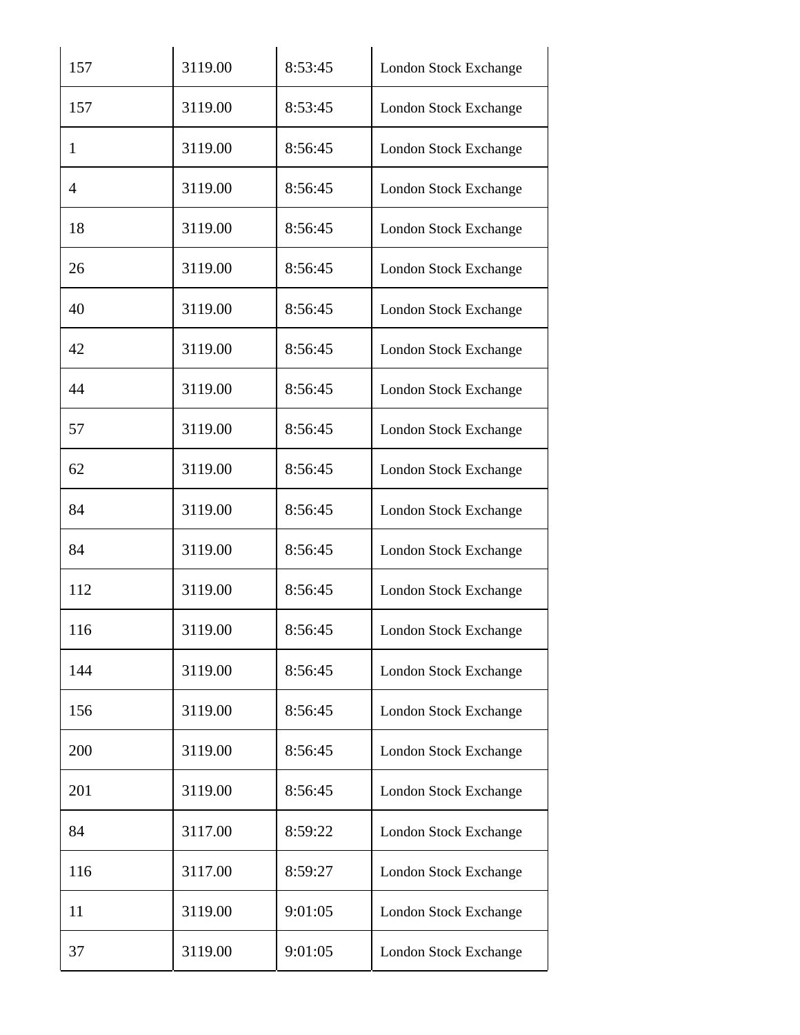| | | | |
|---|---|---|---|
| 157 | 3119.00 | 8:53:45 | London Stock Exchange |
| 157 | 3119.00 | 8:53:45 | London Stock Exchange |
| 1 | 3119.00 | 8:56:45 | London Stock Exchange |
| 4 | 3119.00 | 8:56:45 | London Stock Exchange |
| 18 | 3119.00 | 8:56:45 | London Stock Exchange |
| 26 | 3119.00 | 8:56:45 | London Stock Exchange |
| 40 | 3119.00 | 8:56:45 | London Stock Exchange |
| 42 | 3119.00 | 8:56:45 | London Stock Exchange |
| 44 | 3119.00 | 8:56:45 | London Stock Exchange |
| 57 | 3119.00 | 8:56:45 | London Stock Exchange |
| 62 | 3119.00 | 8:56:45 | London Stock Exchange |
| 84 | 3119.00 | 8:56:45 | London Stock Exchange |
| 84 | 3119.00 | 8:56:45 | London Stock Exchange |
| 112 | 3119.00 | 8:56:45 | London Stock Exchange |
| 116 | 3119.00 | 8:56:45 | London Stock Exchange |
| 144 | 3119.00 | 8:56:45 | London Stock Exchange |
| 156 | 3119.00 | 8:56:45 | London Stock Exchange |
| 200 | 3119.00 | 8:56:45 | London Stock Exchange |
| 201 | 3119.00 | 8:56:45 | London Stock Exchange |
| 84 | 3117.00 | 8:59:22 | London Stock Exchange |
| 116 | 3117.00 | 8:59:27 | London Stock Exchange |
| 11 | 3119.00 | 9:01:05 | London Stock Exchange |
| 37 | 3119.00 | 9:01:05 | London Stock Exchange |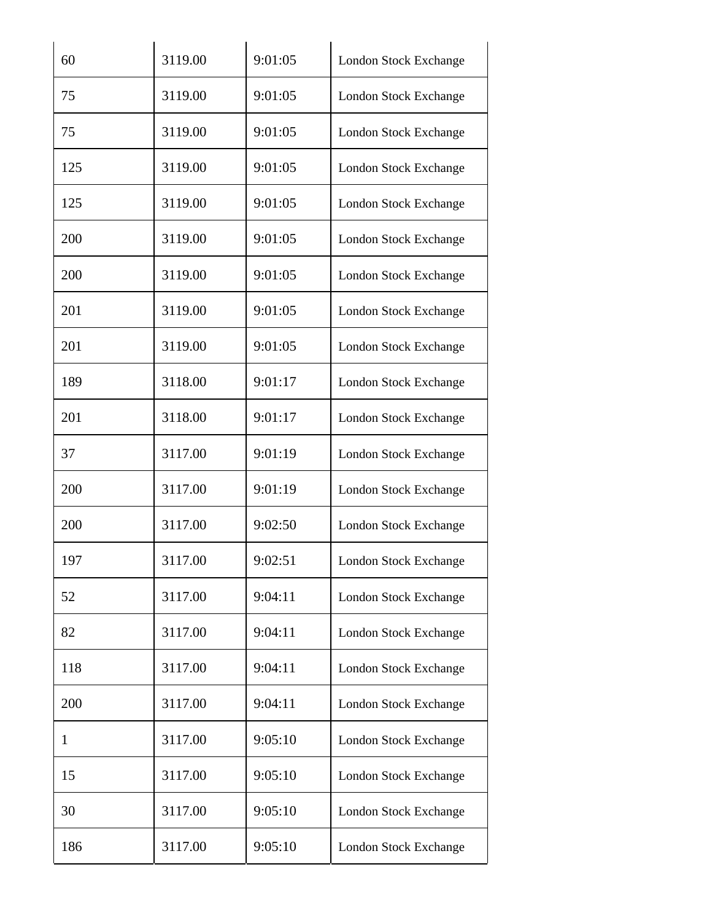| | | | |
|---|---|---|---|
| 60 | 3119.00 | 9:01:05 | London Stock Exchange |
| 75 | 3119.00 | 9:01:05 | London Stock Exchange |
| 75 | 3119.00 | 9:01:05 | London Stock Exchange |
| 125 | 3119.00 | 9:01:05 | London Stock Exchange |
| 125 | 3119.00 | 9:01:05 | London Stock Exchange |
| 200 | 3119.00 | 9:01:05 | London Stock Exchange |
| 200 | 3119.00 | 9:01:05 | London Stock Exchange |
| 201 | 3119.00 | 9:01:05 | London Stock Exchange |
| 201 | 3119.00 | 9:01:05 | London Stock Exchange |
| 189 | 3118.00 | 9:01:17 | London Stock Exchange |
| 201 | 3118.00 | 9:01:17 | London Stock Exchange |
| 37 | 3117.00 | 9:01:19 | London Stock Exchange |
| 200 | 3117.00 | 9:01:19 | London Stock Exchange |
| 200 | 3117.00 | 9:02:50 | London Stock Exchange |
| 197 | 3117.00 | 9:02:51 | London Stock Exchange |
| 52 | 3117.00 | 9:04:11 | London Stock Exchange |
| 82 | 3117.00 | 9:04:11 | London Stock Exchange |
| 118 | 3117.00 | 9:04:11 | London Stock Exchange |
| 200 | 3117.00 | 9:04:11 | London Stock Exchange |
| 1 | 3117.00 | 9:05:10 | London Stock Exchange |
| 15 | 3117.00 | 9:05:10 | London Stock Exchange |
| 30 | 3117.00 | 9:05:10 | London Stock Exchange |
| 186 | 3117.00 | 9:05:10 | London Stock Exchange |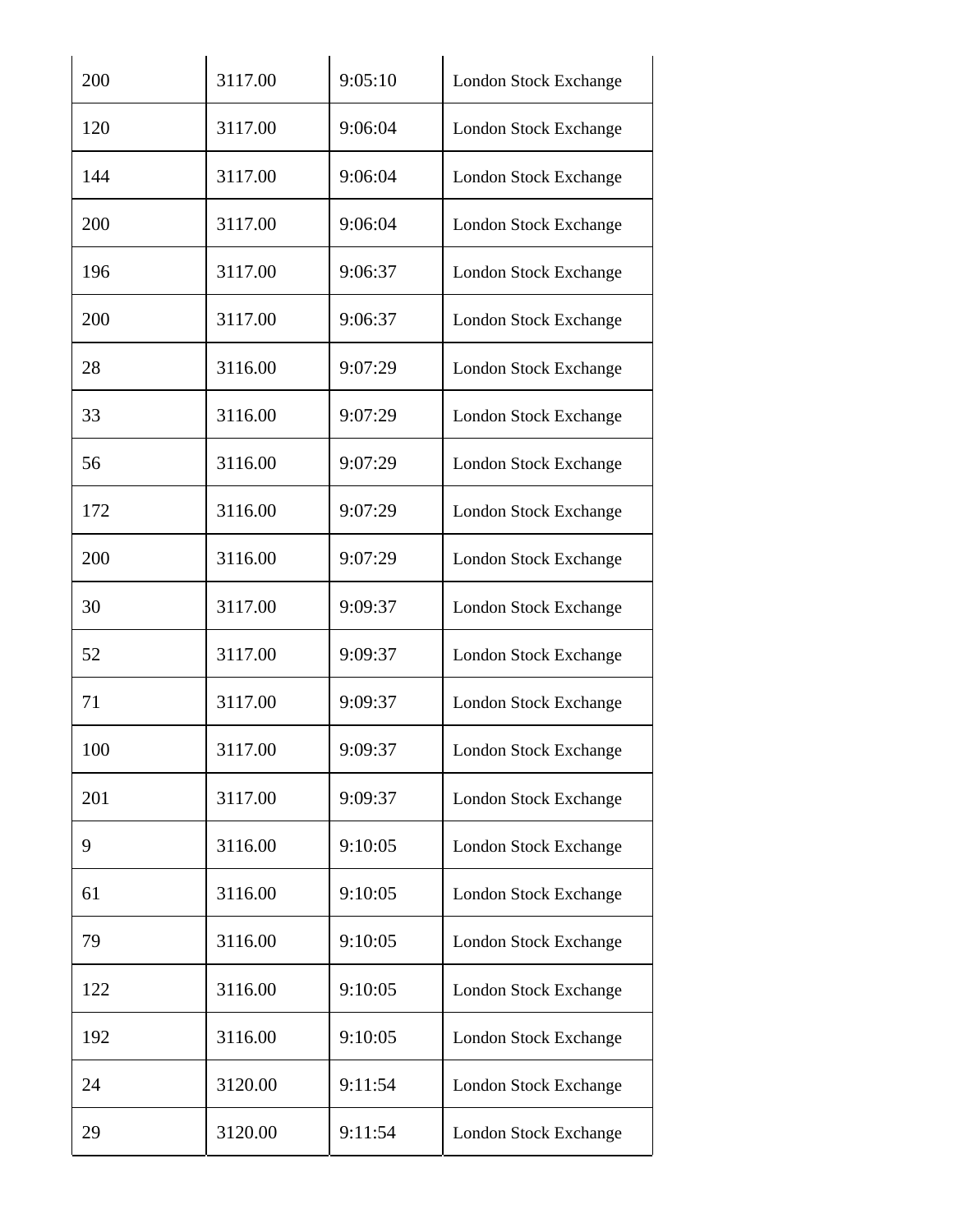| | | | |
|---|---|---|---|
| 200 | 3117.00 | 9:05:10 | London Stock Exchange |
| 120 | 3117.00 | 9:06:04 | London Stock Exchange |
| 144 | 3117.00 | 9:06:04 | London Stock Exchange |
| 200 | 3117.00 | 9:06:04 | London Stock Exchange |
| 196 | 3117.00 | 9:06:37 | London Stock Exchange |
| 200 | 3117.00 | 9:06:37 | London Stock Exchange |
| 28 | 3116.00 | 9:07:29 | London Stock Exchange |
| 33 | 3116.00 | 9:07:29 | London Stock Exchange |
| 56 | 3116.00 | 9:07:29 | London Stock Exchange |
| 172 | 3116.00 | 9:07:29 | London Stock Exchange |
| 200 | 3116.00 | 9:07:29 | London Stock Exchange |
| 30 | 3117.00 | 9:09:37 | London Stock Exchange |
| 52 | 3117.00 | 9:09:37 | London Stock Exchange |
| 71 | 3117.00 | 9:09:37 | London Stock Exchange |
| 100 | 3117.00 | 9:09:37 | London Stock Exchange |
| 201 | 3117.00 | 9:09:37 | London Stock Exchange |
| 9 | 3116.00 | 9:10:05 | London Stock Exchange |
| 61 | 3116.00 | 9:10:05 | London Stock Exchange |
| 79 | 3116.00 | 9:10:05 | London Stock Exchange |
| 122 | 3116.00 | 9:10:05 | London Stock Exchange |
| 192 | 3116.00 | 9:10:05 | London Stock Exchange |
| 24 | 3120.00 | 9:11:54 | London Stock Exchange |
| 29 | 3120.00 | 9:11:54 | London Stock Exchange |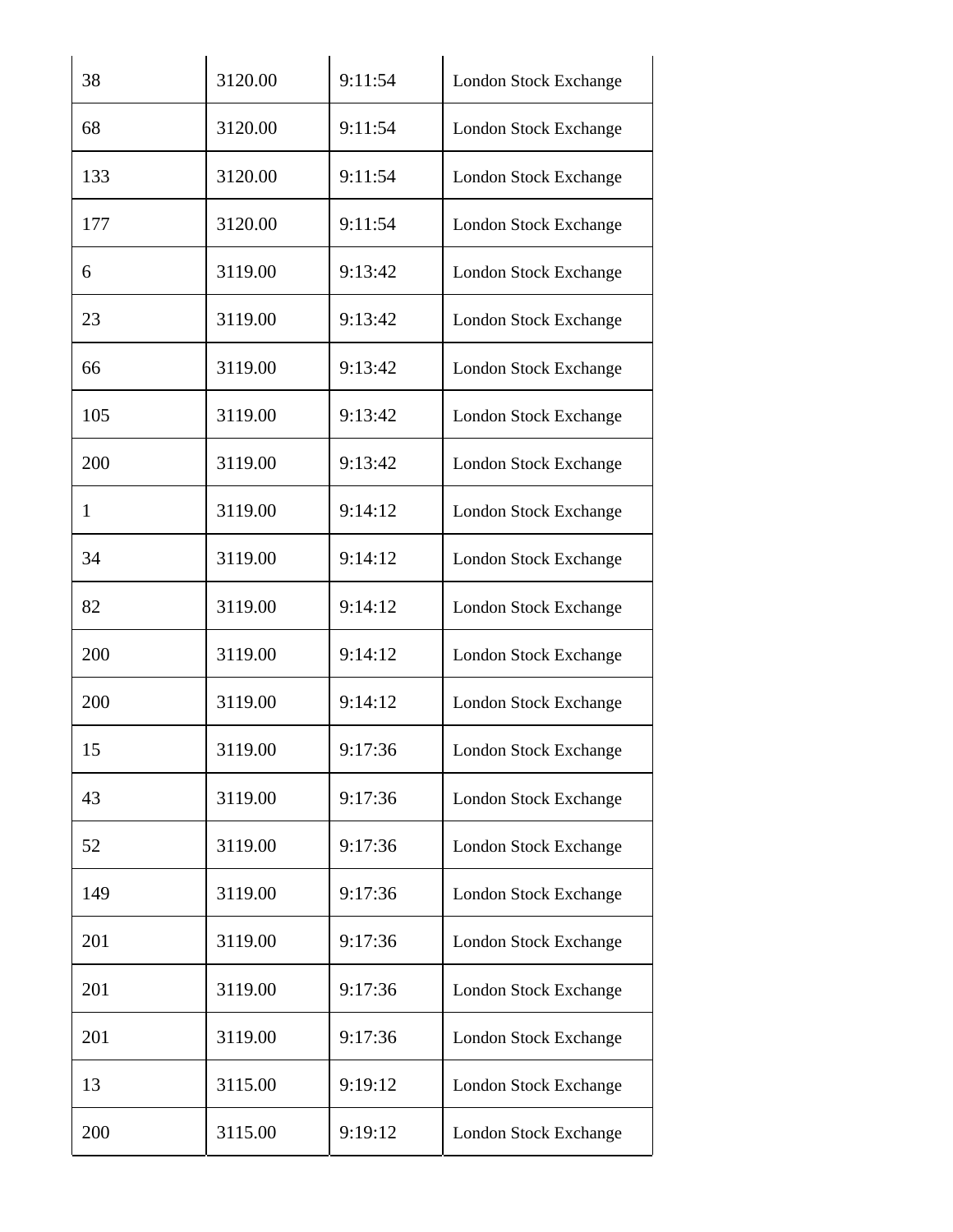| | | | |
|---|---|---|---|
| 38 | 3120.00 | 9:11:54 | London Stock Exchange |
| 68 | 3120.00 | 9:11:54 | London Stock Exchange |
| 133 | 3120.00 | 9:11:54 | London Stock Exchange |
| 177 | 3120.00 | 9:11:54 | London Stock Exchange |
| 6 | 3119.00 | 9:13:42 | London Stock Exchange |
| 23 | 3119.00 | 9:13:42 | London Stock Exchange |
| 66 | 3119.00 | 9:13:42 | London Stock Exchange |
| 105 | 3119.00 | 9:13:42 | London Stock Exchange |
| 200 | 3119.00 | 9:13:42 | London Stock Exchange |
| 1 | 3119.00 | 9:14:12 | London Stock Exchange |
| 34 | 3119.00 | 9:14:12 | London Stock Exchange |
| 82 | 3119.00 | 9:14:12 | London Stock Exchange |
| 200 | 3119.00 | 9:14:12 | London Stock Exchange |
| 200 | 3119.00 | 9:14:12 | London Stock Exchange |
| 15 | 3119.00 | 9:17:36 | London Stock Exchange |
| 43 | 3119.00 | 9:17:36 | London Stock Exchange |
| 52 | 3119.00 | 9:17:36 | London Stock Exchange |
| 149 | 3119.00 | 9:17:36 | London Stock Exchange |
| 201 | 3119.00 | 9:17:36 | London Stock Exchange |
| 201 | 3119.00 | 9:17:36 | London Stock Exchange |
| 201 | 3119.00 | 9:17:36 | London Stock Exchange |
| 13 | 3115.00 | 9:19:12 | London Stock Exchange |
| 200 | 3115.00 | 9:19:12 | London Stock Exchange |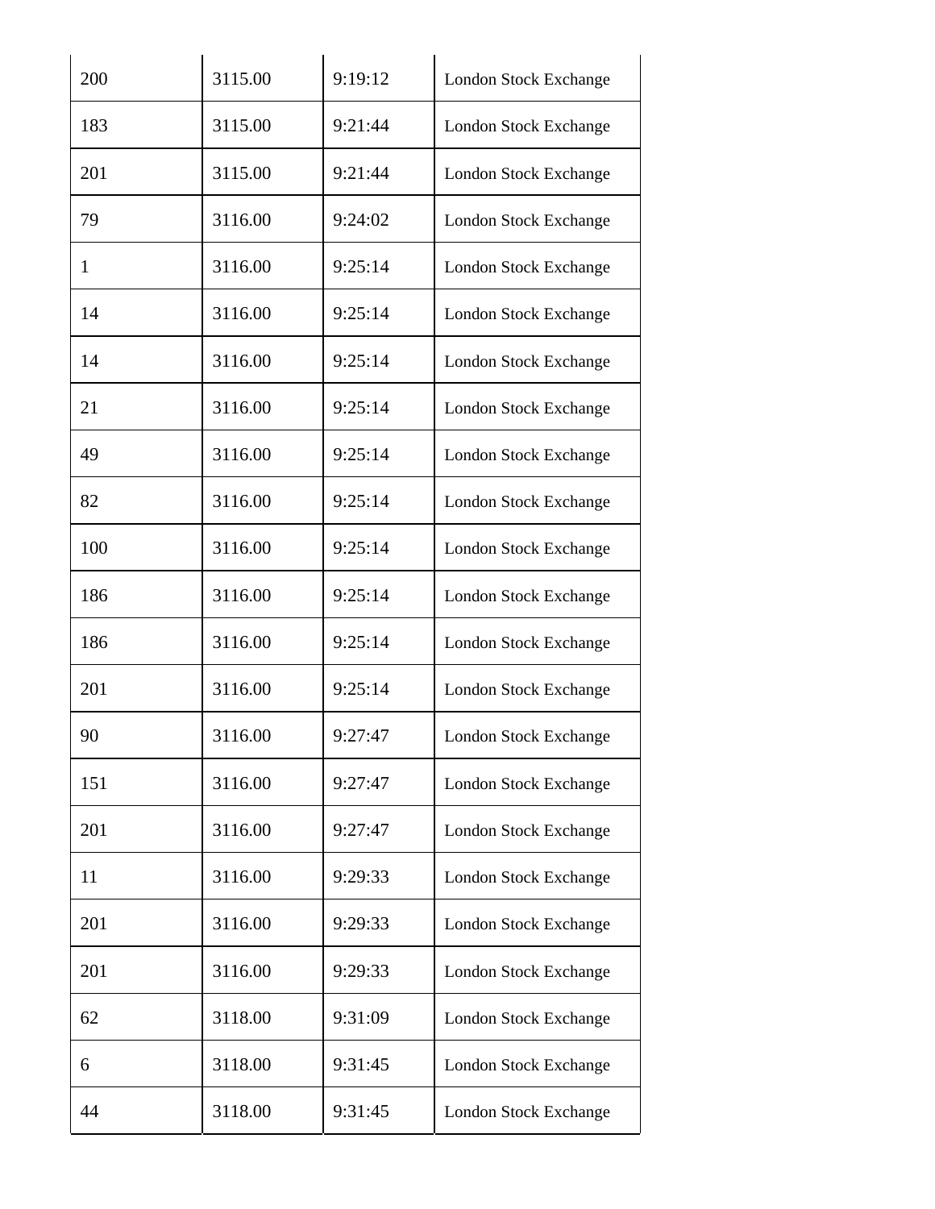| | | | |
|---|---|---|---|
| 200 | 3115.00 | 9:19:12 | London Stock Exchange |
| 183 | 3115.00 | 9:21:44 | London Stock Exchange |
| 201 | 3115.00 | 9:21:44 | London Stock Exchange |
| 79 | 3116.00 | 9:24:02 | London Stock Exchange |
| 1 | 3116.00 | 9:25:14 | London Stock Exchange |
| 14 | 3116.00 | 9:25:14 | London Stock Exchange |
| 14 | 3116.00 | 9:25:14 | London Stock Exchange |
| 21 | 3116.00 | 9:25:14 | London Stock Exchange |
| 49 | 3116.00 | 9:25:14 | London Stock Exchange |
| 82 | 3116.00 | 9:25:14 | London Stock Exchange |
| 100 | 3116.00 | 9:25:14 | London Stock Exchange |
| 186 | 3116.00 | 9:25:14 | London Stock Exchange |
| 186 | 3116.00 | 9:25:14 | London Stock Exchange |
| 201 | 3116.00 | 9:25:14 | London Stock Exchange |
| 90 | 3116.00 | 9:27:47 | London Stock Exchange |
| 151 | 3116.00 | 9:27:47 | London Stock Exchange |
| 201 | 3116.00 | 9:27:47 | London Stock Exchange |
| 11 | 3116.00 | 9:29:33 | London Stock Exchange |
| 201 | 3116.00 | 9:29:33 | London Stock Exchange |
| 201 | 3116.00 | 9:29:33 | London Stock Exchange |
| 62 | 3118.00 | 9:31:09 | London Stock Exchange |
| 6 | 3118.00 | 9:31:45 | London Stock Exchange |
| 44 | 3118.00 | 9:31:45 | London Stock Exchange |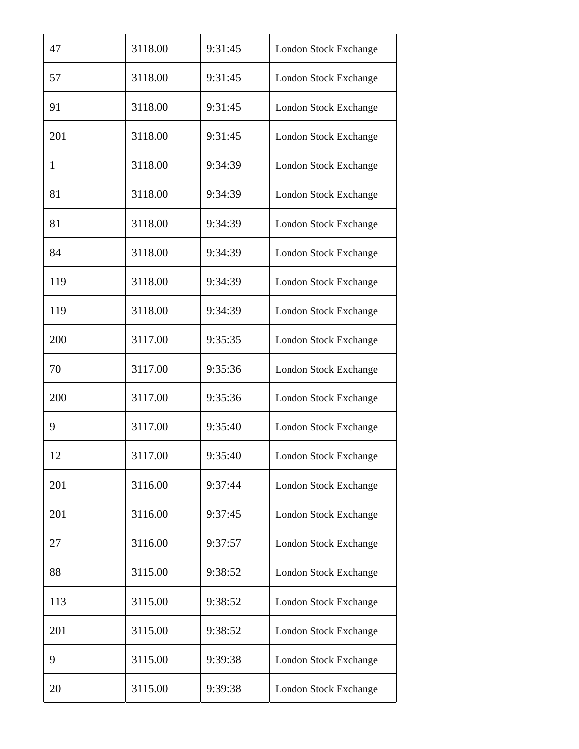| | | | |
|---|---|---|---|
| 47 | 3118.00 | 9:31:45 | London Stock Exchange |
| 57 | 3118.00 | 9:31:45 | London Stock Exchange |
| 91 | 3118.00 | 9:31:45 | London Stock Exchange |
| 201 | 3118.00 | 9:31:45 | London Stock Exchange |
| 1 | 3118.00 | 9:34:39 | London Stock Exchange |
| 81 | 3118.00 | 9:34:39 | London Stock Exchange |
| 81 | 3118.00 | 9:34:39 | London Stock Exchange |
| 84 | 3118.00 | 9:34:39 | London Stock Exchange |
| 119 | 3118.00 | 9:34:39 | London Stock Exchange |
| 119 | 3118.00 | 9:34:39 | London Stock Exchange |
| 200 | 3117.00 | 9:35:35 | London Stock Exchange |
| 70 | 3117.00 | 9:35:36 | London Stock Exchange |
| 200 | 3117.00 | 9:35:36 | London Stock Exchange |
| 9 | 3117.00 | 9:35:40 | London Stock Exchange |
| 12 | 3117.00 | 9:35:40 | London Stock Exchange |
| 201 | 3116.00 | 9:37:44 | London Stock Exchange |
| 201 | 3116.00 | 9:37:45 | London Stock Exchange |
| 27 | 3116.00 | 9:37:57 | London Stock Exchange |
| 88 | 3115.00 | 9:38:52 | London Stock Exchange |
| 113 | 3115.00 | 9:38:52 | London Stock Exchange |
| 201 | 3115.00 | 9:38:52 | London Stock Exchange |
| 9 | 3115.00 | 9:39:38 | London Stock Exchange |
| 20 | 3115.00 | 9:39:38 | London Stock Exchange |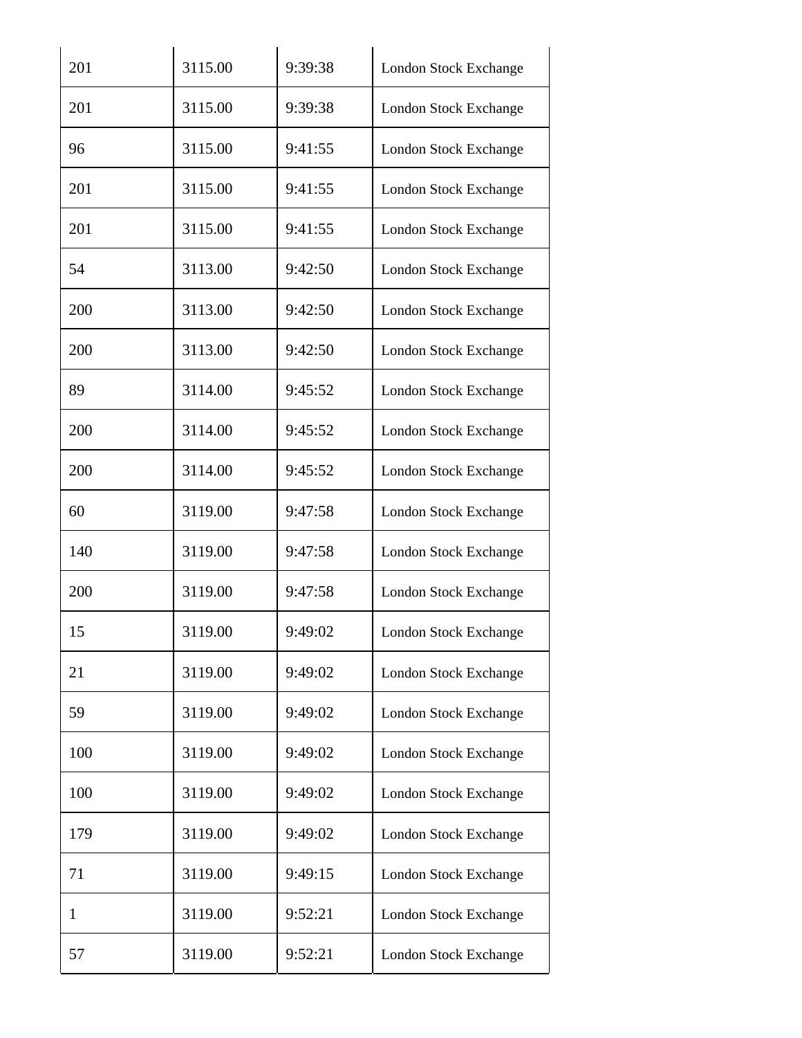| | | | |
|---|---|---|---|
| 201 | 3115.00 | 9:39:38 | London Stock Exchange |
| 201 | 3115.00 | 9:39:38 | London Stock Exchange |
| 96 | 3115.00 | 9:41:55 | London Stock Exchange |
| 201 | 3115.00 | 9:41:55 | London Stock Exchange |
| 201 | 3115.00 | 9:41:55 | London Stock Exchange |
| 54 | 3113.00 | 9:42:50 | London Stock Exchange |
| 200 | 3113.00 | 9:42:50 | London Stock Exchange |
| 200 | 3113.00 | 9:42:50 | London Stock Exchange |
| 89 | 3114.00 | 9:45:52 | London Stock Exchange |
| 200 | 3114.00 | 9:45:52 | London Stock Exchange |
| 200 | 3114.00 | 9:45:52 | London Stock Exchange |
| 60 | 3119.00 | 9:47:58 | London Stock Exchange |
| 140 | 3119.00 | 9:47:58 | London Stock Exchange |
| 200 | 3119.00 | 9:47:58 | London Stock Exchange |
| 15 | 3119.00 | 9:49:02 | London Stock Exchange |
| 21 | 3119.00 | 9:49:02 | London Stock Exchange |
| 59 | 3119.00 | 9:49:02 | London Stock Exchange |
| 100 | 3119.00 | 9:49:02 | London Stock Exchange |
| 100 | 3119.00 | 9:49:02 | London Stock Exchange |
| 179 | 3119.00 | 9:49:02 | London Stock Exchange |
| 71 | 3119.00 | 9:49:15 | London Stock Exchange |
| 1 | 3119.00 | 9:52:21 | London Stock Exchange |
| 57 | 3119.00 | 9:52:21 | London Stock Exchange |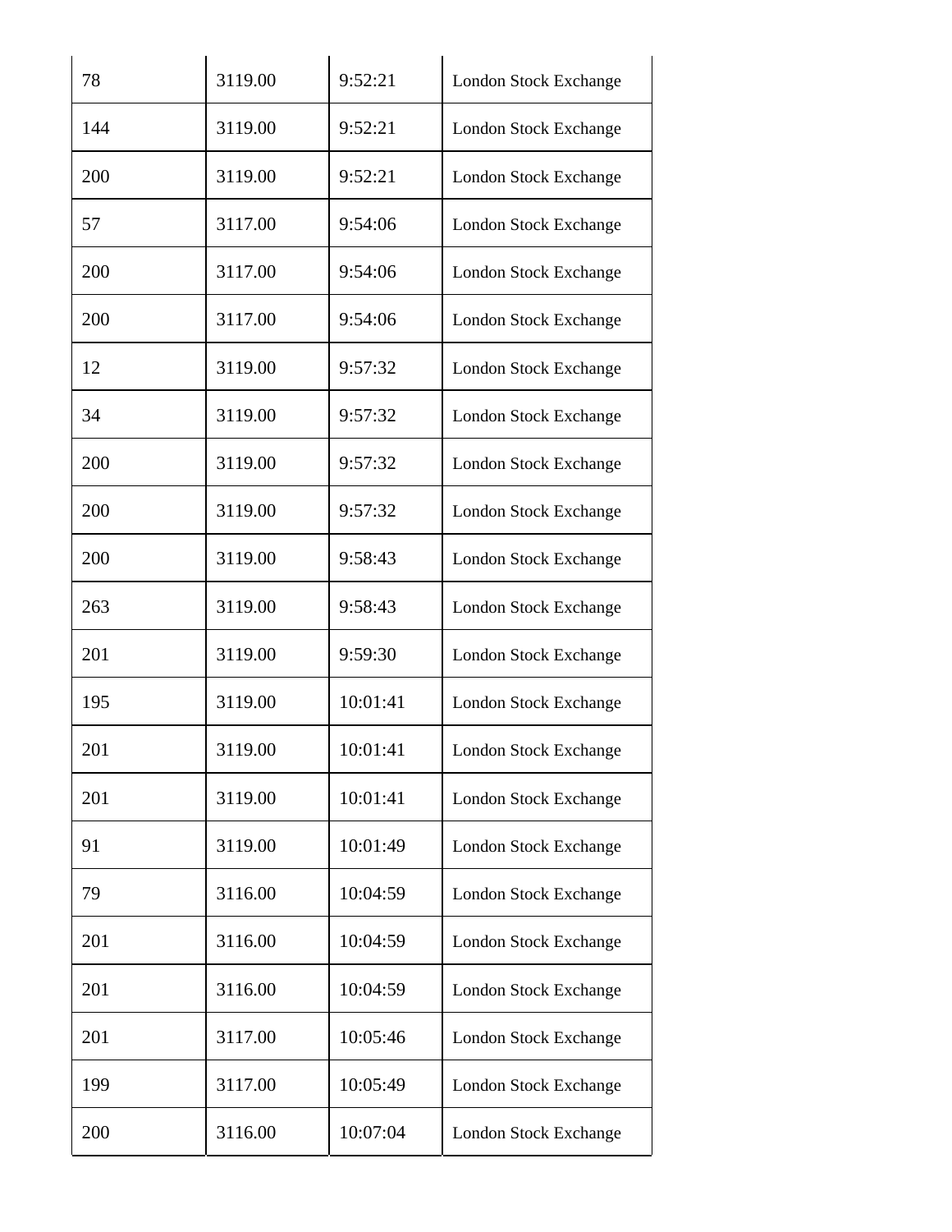| | | | |
| --- | --- | --- | --- |
| 78 | 3119.00 | 9:52:21 | London Stock Exchange |
| 144 | 3119.00 | 9:52:21 | London Stock Exchange |
| 200 | 3119.00 | 9:52:21 | London Stock Exchange |
| 57 | 3117.00 | 9:54:06 | London Stock Exchange |
| 200 | 3117.00 | 9:54:06 | London Stock Exchange |
| 200 | 3117.00 | 9:54:06 | London Stock Exchange |
| 12 | 3119.00 | 9:57:32 | London Stock Exchange |
| 34 | 3119.00 | 9:57:32 | London Stock Exchange |
| 200 | 3119.00 | 9:57:32 | London Stock Exchange |
| 200 | 3119.00 | 9:57:32 | London Stock Exchange |
| 200 | 3119.00 | 9:58:43 | London Stock Exchange |
| 263 | 3119.00 | 9:58:43 | London Stock Exchange |
| 201 | 3119.00 | 9:59:30 | London Stock Exchange |
| 195 | 3119.00 | 10:01:41 | London Stock Exchange |
| 201 | 3119.00 | 10:01:41 | London Stock Exchange |
| 201 | 3119.00 | 10:01:41 | London Stock Exchange |
| 91 | 3119.00 | 10:01:49 | London Stock Exchange |
| 79 | 3116.00 | 10:04:59 | London Stock Exchange |
| 201 | 3116.00 | 10:04:59 | London Stock Exchange |
| 201 | 3116.00 | 10:04:59 | London Stock Exchange |
| 201 | 3117.00 | 10:05:46 | London Stock Exchange |
| 199 | 3117.00 | 10:05:49 | London Stock Exchange |
| 200 | 3116.00 | 10:07:04 | London Stock Exchange |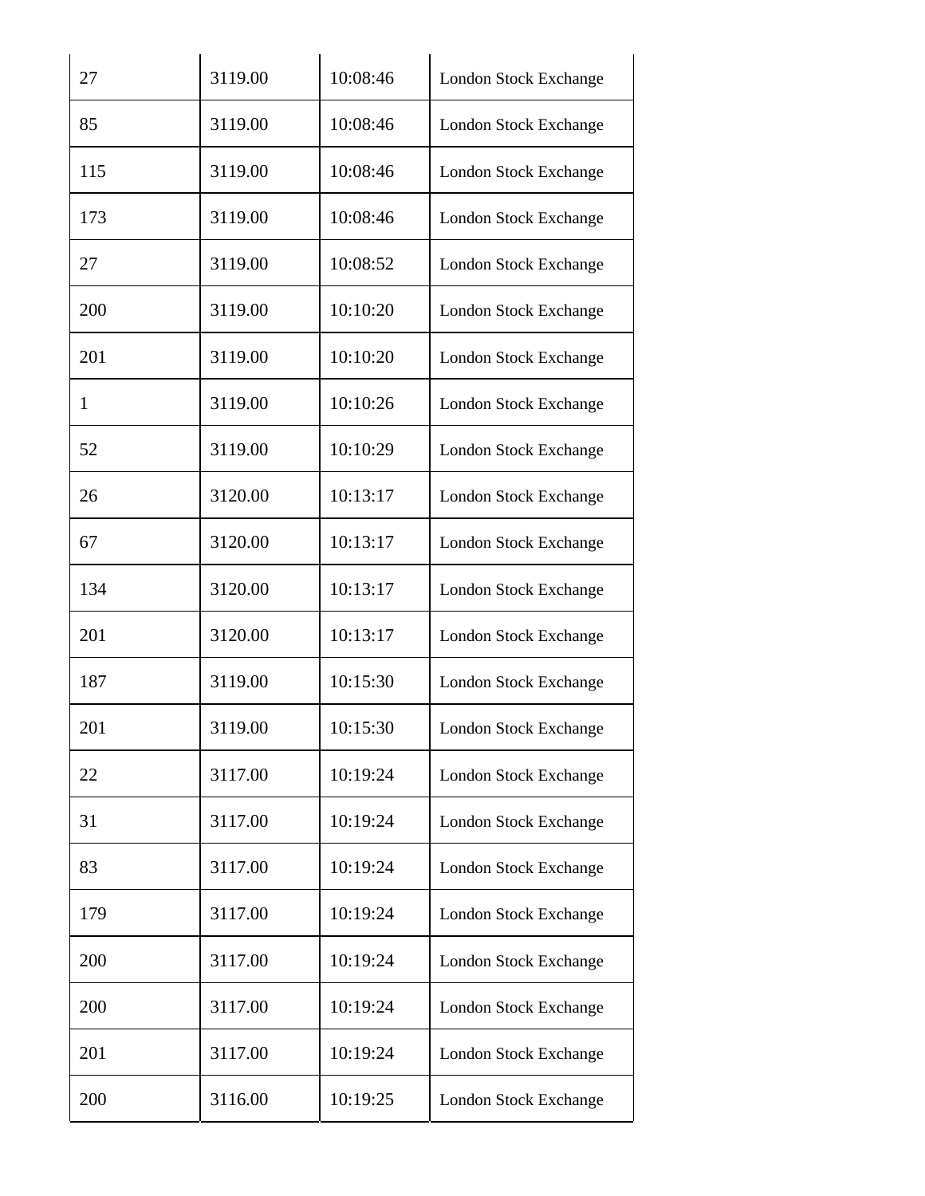| | | | |
|---|---|---|---|
| 27 | 3119.00 | 10:08:46 | London Stock Exchange |
| 85 | 3119.00 | 10:08:46 | London Stock Exchange |
| 115 | 3119.00 | 10:08:46 | London Stock Exchange |
| 173 | 3119.00 | 10:08:46 | London Stock Exchange |
| 27 | 3119.00 | 10:08:52 | London Stock Exchange |
| 200 | 3119.00 | 10:10:20 | London Stock Exchange |
| 201 | 3119.00 | 10:10:20 | London Stock Exchange |
| 1 | 3119.00 | 10:10:26 | London Stock Exchange |
| 52 | 3119.00 | 10:10:29 | London Stock Exchange |
| 26 | 3120.00 | 10:13:17 | London Stock Exchange |
| 67 | 3120.00 | 10:13:17 | London Stock Exchange |
| 134 | 3120.00 | 10:13:17 | London Stock Exchange |
| 201 | 3120.00 | 10:13:17 | London Stock Exchange |
| 187 | 3119.00 | 10:15:30 | London Stock Exchange |
| 201 | 3119.00 | 10:15:30 | London Stock Exchange |
| 22 | 3117.00 | 10:19:24 | London Stock Exchange |
| 31 | 3117.00 | 10:19:24 | London Stock Exchange |
| 83 | 3117.00 | 10:19:24 | London Stock Exchange |
| 179 | 3117.00 | 10:19:24 | London Stock Exchange |
| 200 | 3117.00 | 10:19:24 | London Stock Exchange |
| 200 | 3117.00 | 10:19:24 | London Stock Exchange |
| 201 | 3117.00 | 10:19:24 | London Stock Exchange |
| 200 | 3116.00 | 10:19:25 | London Stock Exchange |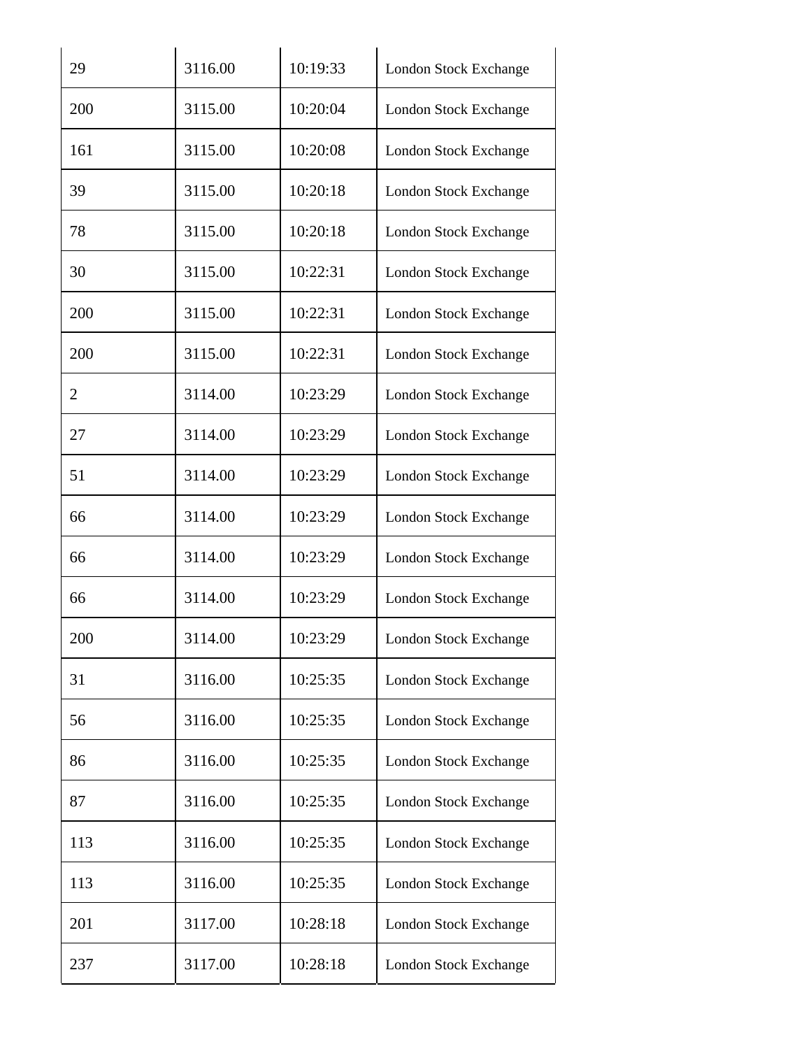| | | | |
|---|---|---|---|
| 29 | 3116.00 | 10:19:33 | London Stock Exchange |
| 200 | 3115.00 | 10:20:04 | London Stock Exchange |
| 161 | 3115.00 | 10:20:08 | London Stock Exchange |
| 39 | 3115.00 | 10:20:18 | London Stock Exchange |
| 78 | 3115.00 | 10:20:18 | London Stock Exchange |
| 30 | 3115.00 | 10:22:31 | London Stock Exchange |
| 200 | 3115.00 | 10:22:31 | London Stock Exchange |
| 200 | 3115.00 | 10:22:31 | London Stock Exchange |
| 2 | 3114.00 | 10:23:29 | London Stock Exchange |
| 27 | 3114.00 | 10:23:29 | London Stock Exchange |
| 51 | 3114.00 | 10:23:29 | London Stock Exchange |
| 66 | 3114.00 | 10:23:29 | London Stock Exchange |
| 66 | 3114.00 | 10:23:29 | London Stock Exchange |
| 66 | 3114.00 | 10:23:29 | London Stock Exchange |
| 200 | 3114.00 | 10:23:29 | London Stock Exchange |
| 31 | 3116.00 | 10:25:35 | London Stock Exchange |
| 56 | 3116.00 | 10:25:35 | London Stock Exchange |
| 86 | 3116.00 | 10:25:35 | London Stock Exchange |
| 87 | 3116.00 | 10:25:35 | London Stock Exchange |
| 113 | 3116.00 | 10:25:35 | London Stock Exchange |
| 113 | 3116.00 | 10:25:35 | London Stock Exchange |
| 201 | 3117.00 | 10:28:18 | London Stock Exchange |
| 237 | 3117.00 | 10:28:18 | London Stock Exchange |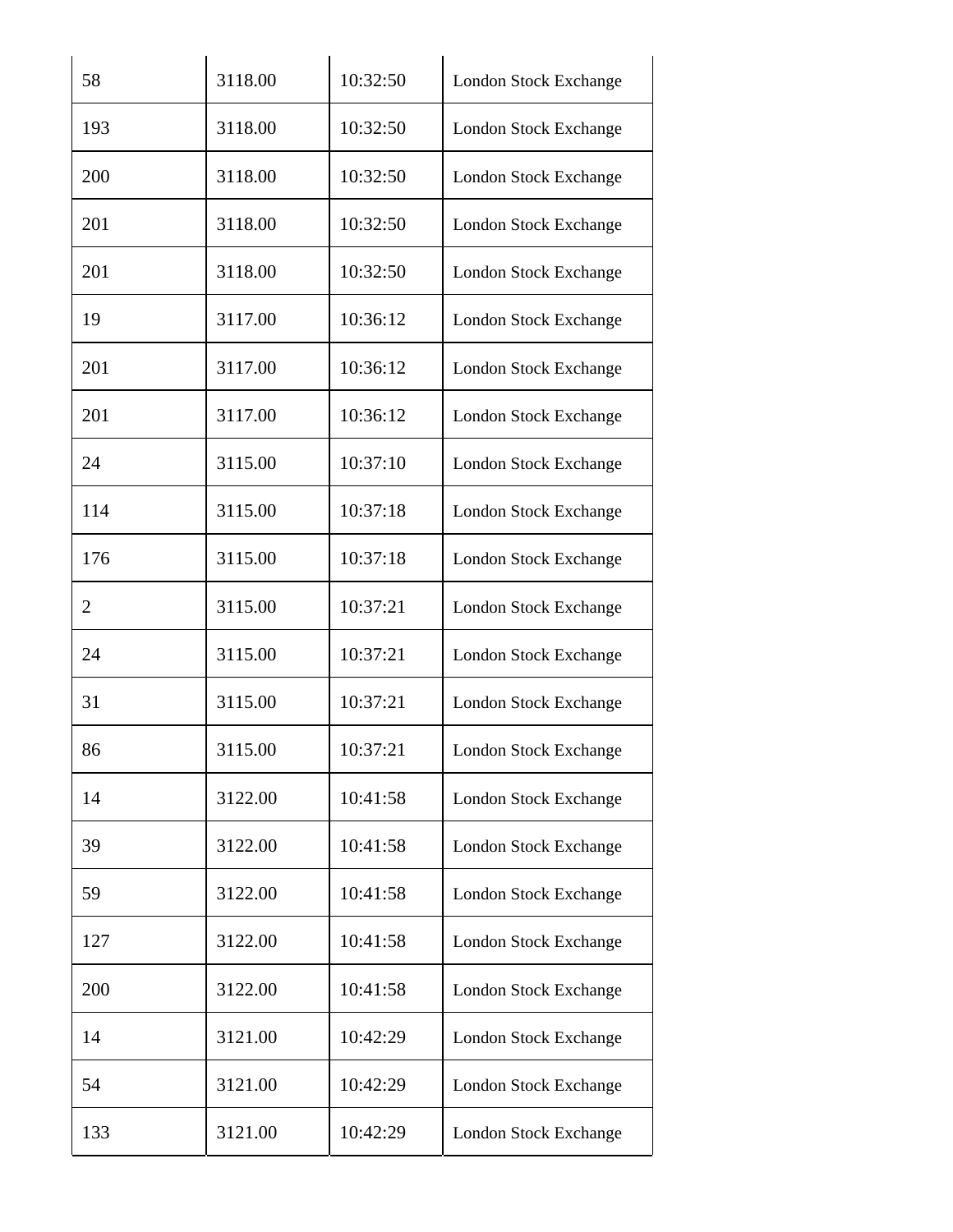| | | | |
|---|---|---|---|
| 58 | 3118.00 | 10:32:50 | London Stock Exchange |
| 193 | 3118.00 | 10:32:50 | London Stock Exchange |
| 200 | 3118.00 | 10:32:50 | London Stock Exchange |
| 201 | 3118.00 | 10:32:50 | London Stock Exchange |
| 201 | 3118.00 | 10:32:50 | London Stock Exchange |
| 19 | 3117.00 | 10:36:12 | London Stock Exchange |
| 201 | 3117.00 | 10:36:12 | London Stock Exchange |
| 201 | 3117.00 | 10:36:12 | London Stock Exchange |
| 24 | 3115.00 | 10:37:10 | London Stock Exchange |
| 114 | 3115.00 | 10:37:18 | London Stock Exchange |
| 176 | 3115.00 | 10:37:18 | London Stock Exchange |
| 2 | 3115.00 | 10:37:21 | London Stock Exchange |
| 24 | 3115.00 | 10:37:21 | London Stock Exchange |
| 31 | 3115.00 | 10:37:21 | London Stock Exchange |
| 86 | 3115.00 | 10:37:21 | London Stock Exchange |
| 14 | 3122.00 | 10:41:58 | London Stock Exchange |
| 39 | 3122.00 | 10:41:58 | London Stock Exchange |
| 59 | 3122.00 | 10:41:58 | London Stock Exchange |
| 127 | 3122.00 | 10:41:58 | London Stock Exchange |
| 200 | 3122.00 | 10:41:58 | London Stock Exchange |
| 14 | 3121.00 | 10:42:29 | London Stock Exchange |
| 54 | 3121.00 | 10:42:29 | London Stock Exchange |
| 133 | 3121.00 | 10:42:29 | London Stock Exchange |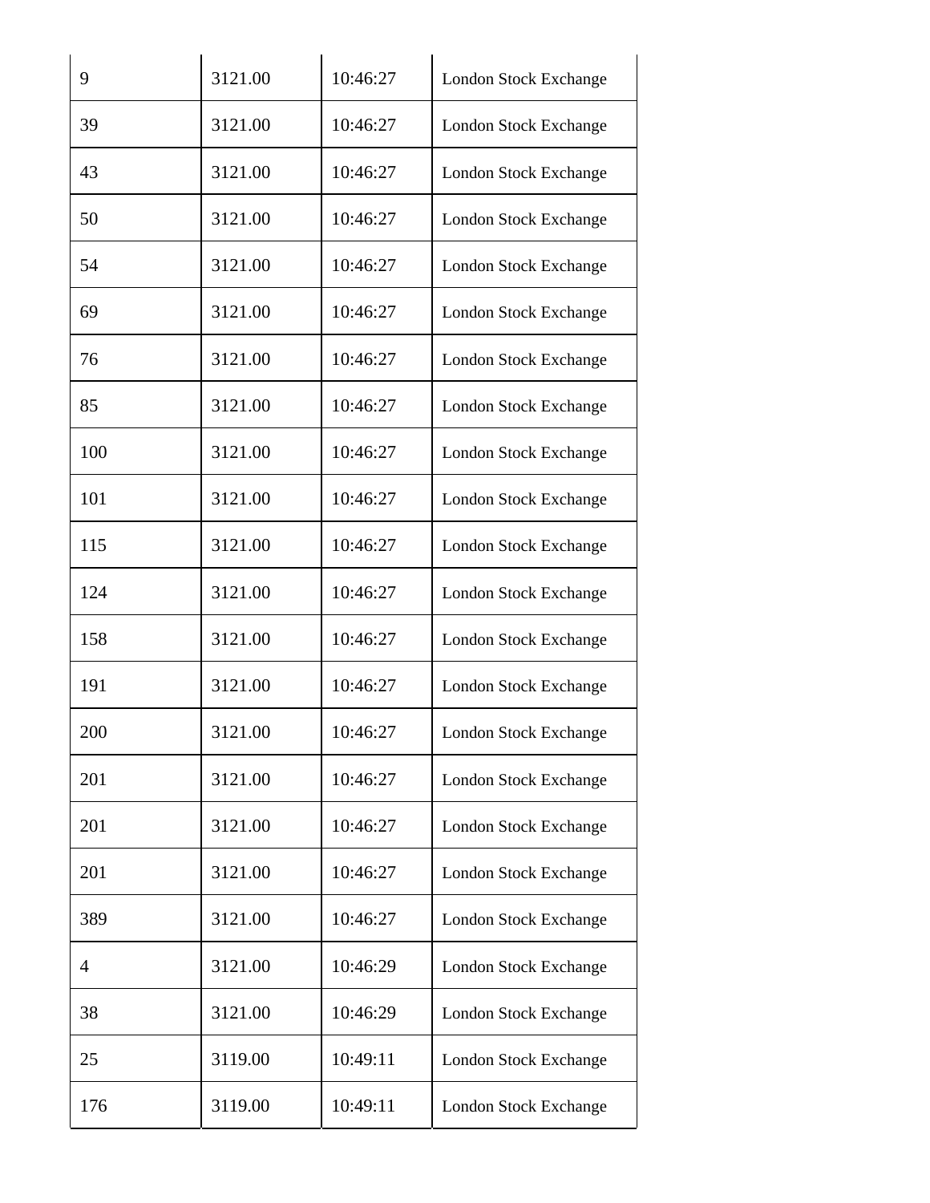| | | | |
|---|---|---|---|
| 9 | 3121.00 | 10:46:27 | London Stock Exchange |
| 39 | 3121.00 | 10:46:27 | London Stock Exchange |
| 43 | 3121.00 | 10:46:27 | London Stock Exchange |
| 50 | 3121.00 | 10:46:27 | London Stock Exchange |
| 54 | 3121.00 | 10:46:27 | London Stock Exchange |
| 69 | 3121.00 | 10:46:27 | London Stock Exchange |
| 76 | 3121.00 | 10:46:27 | London Stock Exchange |
| 85 | 3121.00 | 10:46:27 | London Stock Exchange |
| 100 | 3121.00 | 10:46:27 | London Stock Exchange |
| 101 | 3121.00 | 10:46:27 | London Stock Exchange |
| 115 | 3121.00 | 10:46:27 | London Stock Exchange |
| 124 | 3121.00 | 10:46:27 | London Stock Exchange |
| 158 | 3121.00 | 10:46:27 | London Stock Exchange |
| 191 | 3121.00 | 10:46:27 | London Stock Exchange |
| 200 | 3121.00 | 10:46:27 | London Stock Exchange |
| 201 | 3121.00 | 10:46:27 | London Stock Exchange |
| 201 | 3121.00 | 10:46:27 | London Stock Exchange |
| 201 | 3121.00 | 10:46:27 | London Stock Exchange |
| 389 | 3121.00 | 10:46:27 | London Stock Exchange |
| 4 | 3121.00 | 10:46:29 | London Stock Exchange |
| 38 | 3121.00 | 10:46:29 | London Stock Exchange |
| 25 | 3119.00 | 10:49:11 | London Stock Exchange |
| 176 | 3119.00 | 10:49:11 | London Stock Exchange |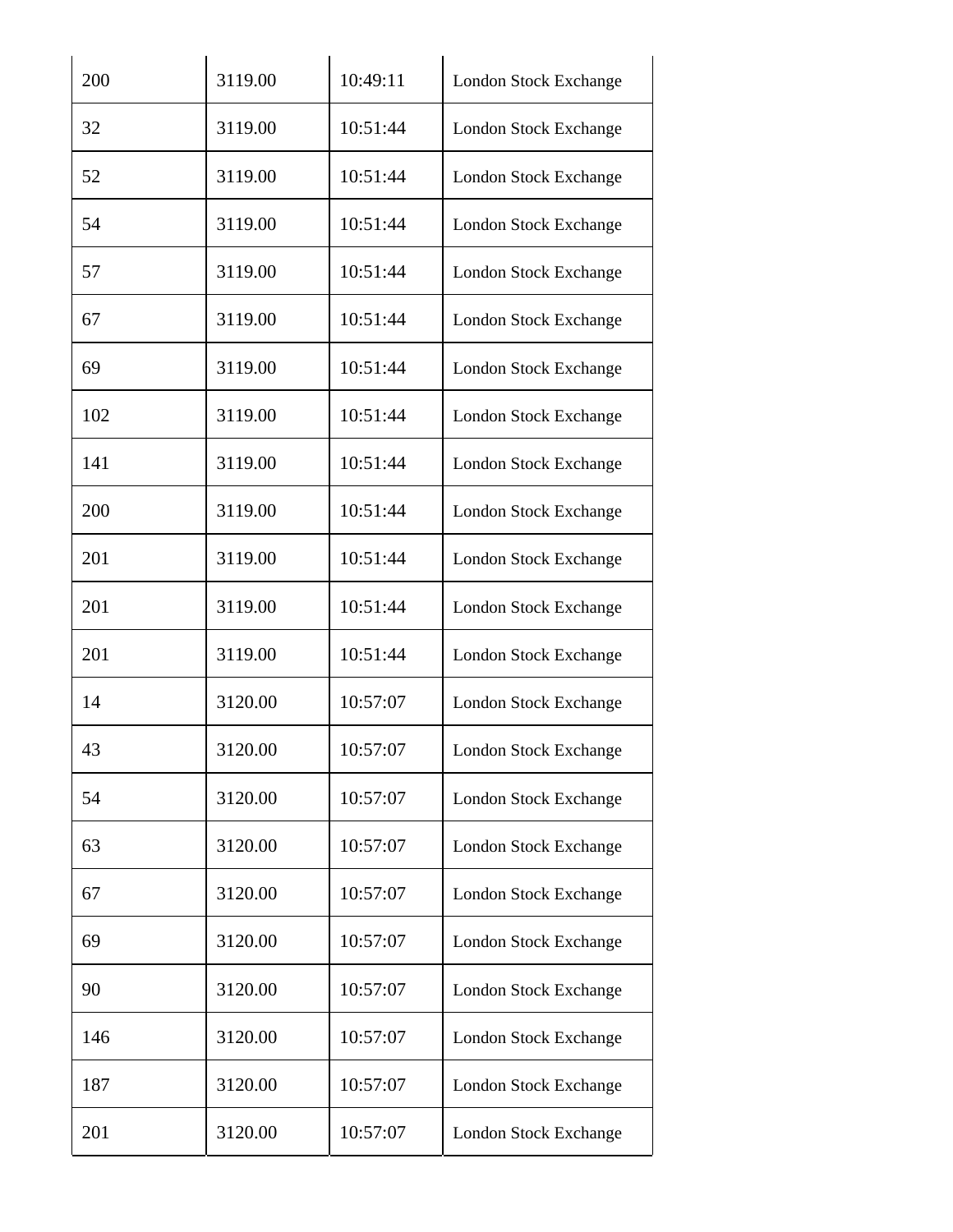| | | | |
|---|---|---|---|
| 200 | 3119.00 | 10:49:11 | London Stock Exchange |
| 32 | 3119.00 | 10:51:44 | London Stock Exchange |
| 52 | 3119.00 | 10:51:44 | London Stock Exchange |
| 54 | 3119.00 | 10:51:44 | London Stock Exchange |
| 57 | 3119.00 | 10:51:44 | London Stock Exchange |
| 67 | 3119.00 | 10:51:44 | London Stock Exchange |
| 69 | 3119.00 | 10:51:44 | London Stock Exchange |
| 102 | 3119.00 | 10:51:44 | London Stock Exchange |
| 141 | 3119.00 | 10:51:44 | London Stock Exchange |
| 200 | 3119.00 | 10:51:44 | London Stock Exchange |
| 201 | 3119.00 | 10:51:44 | London Stock Exchange |
| 201 | 3119.00 | 10:51:44 | London Stock Exchange |
| 201 | 3119.00 | 10:51:44 | London Stock Exchange |
| 14 | 3120.00 | 10:57:07 | London Stock Exchange |
| 43 | 3120.00 | 10:57:07 | London Stock Exchange |
| 54 | 3120.00 | 10:57:07 | London Stock Exchange |
| 63 | 3120.00 | 10:57:07 | London Stock Exchange |
| 67 | 3120.00 | 10:57:07 | London Stock Exchange |
| 69 | 3120.00 | 10:57:07 | London Stock Exchange |
| 90 | 3120.00 | 10:57:07 | London Stock Exchange |
| 146 | 3120.00 | 10:57:07 | London Stock Exchange |
| 187 | 3120.00 | 10:57:07 | London Stock Exchange |
| 201 | 3120.00 | 10:57:07 | London Stock Exchange |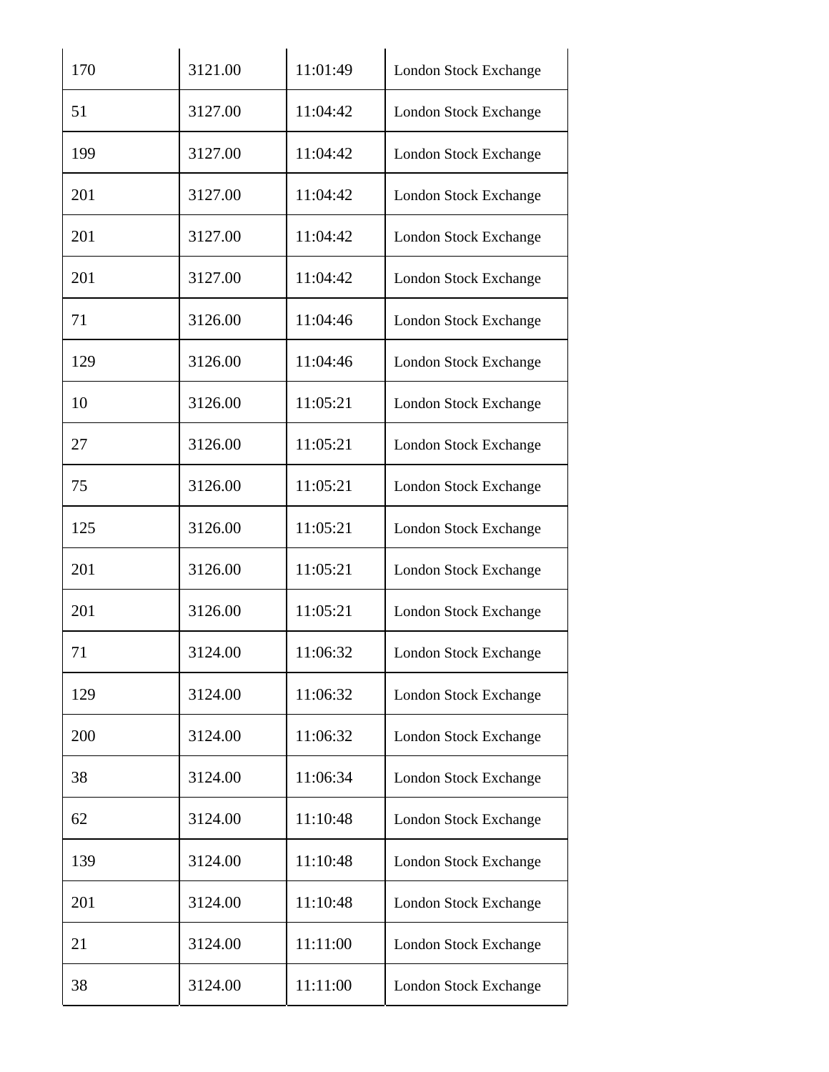| | | | |
|---|---|---|---|
| 170 | 3121.00 | 11:01:49 | London Stock Exchange |
| 51 | 3127.00 | 11:04:42 | London Stock Exchange |
| 199 | 3127.00 | 11:04:42 | London Stock Exchange |
| 201 | 3127.00 | 11:04:42 | London Stock Exchange |
| 201 | 3127.00 | 11:04:42 | London Stock Exchange |
| 201 | 3127.00 | 11:04:42 | London Stock Exchange |
| 71 | 3126.00 | 11:04:46 | London Stock Exchange |
| 129 | 3126.00 | 11:04:46 | London Stock Exchange |
| 10 | 3126.00 | 11:05:21 | London Stock Exchange |
| 27 | 3126.00 | 11:05:21 | London Stock Exchange |
| 75 | 3126.00 | 11:05:21 | London Stock Exchange |
| 125 | 3126.00 | 11:05:21 | London Stock Exchange |
| 201 | 3126.00 | 11:05:21 | London Stock Exchange |
| 201 | 3126.00 | 11:05:21 | London Stock Exchange |
| 71 | 3124.00 | 11:06:32 | London Stock Exchange |
| 129 | 3124.00 | 11:06:32 | London Stock Exchange |
| 200 | 3124.00 | 11:06:32 | London Stock Exchange |
| 38 | 3124.00 | 11:06:34 | London Stock Exchange |
| 62 | 3124.00 | 11:10:48 | London Stock Exchange |
| 139 | 3124.00 | 11:10:48 | London Stock Exchange |
| 201 | 3124.00 | 11:10:48 | London Stock Exchange |
| 21 | 3124.00 | 11:11:00 | London Stock Exchange |
| 38 | 3124.00 | 11:11:00 | London Stock Exchange |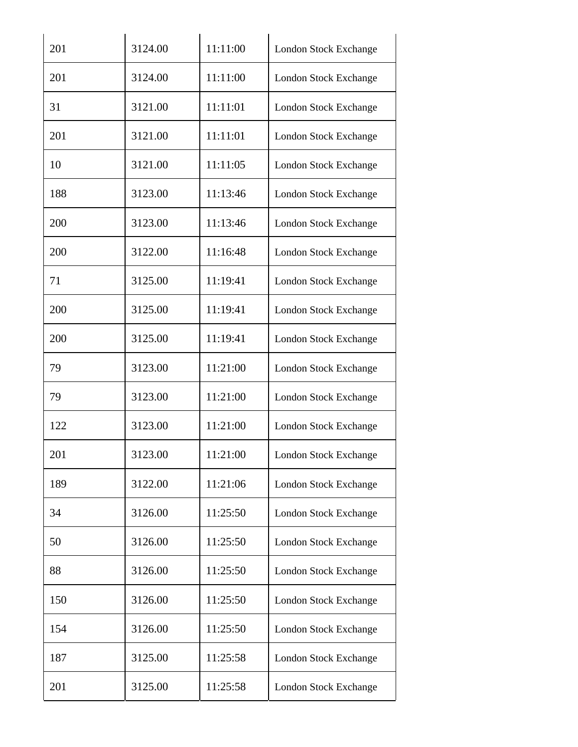| | | | |
|---|---|---|---|
| 201 | 3124.00 | 11:11:00 | London Stock Exchange |
| 201 | 3124.00 | 11:11:00 | London Stock Exchange |
| 31 | 3121.00 | 11:11:01 | London Stock Exchange |
| 201 | 3121.00 | 11:11:01 | London Stock Exchange |
| 10 | 3121.00 | 11:11:05 | London Stock Exchange |
| 188 | 3123.00 | 11:13:46 | London Stock Exchange |
| 200 | 3123.00 | 11:13:46 | London Stock Exchange |
| 200 | 3122.00 | 11:16:48 | London Stock Exchange |
| 71 | 3125.00 | 11:19:41 | London Stock Exchange |
| 200 | 3125.00 | 11:19:41 | London Stock Exchange |
| 200 | 3125.00 | 11:19:41 | London Stock Exchange |
| 79 | 3123.00 | 11:21:00 | London Stock Exchange |
| 79 | 3123.00 | 11:21:00 | London Stock Exchange |
| 122 | 3123.00 | 11:21:00 | London Stock Exchange |
| 201 | 3123.00 | 11:21:00 | London Stock Exchange |
| 189 | 3122.00 | 11:21:06 | London Stock Exchange |
| 34 | 3126.00 | 11:25:50 | London Stock Exchange |
| 50 | 3126.00 | 11:25:50 | London Stock Exchange |
| 88 | 3126.00 | 11:25:50 | London Stock Exchange |
| 150 | 3126.00 | 11:25:50 | London Stock Exchange |
| 154 | 3126.00 | 11:25:50 | London Stock Exchange |
| 187 | 3125.00 | 11:25:58 | London Stock Exchange |
| 201 | 3125.00 | 11:25:58 | London Stock Exchange |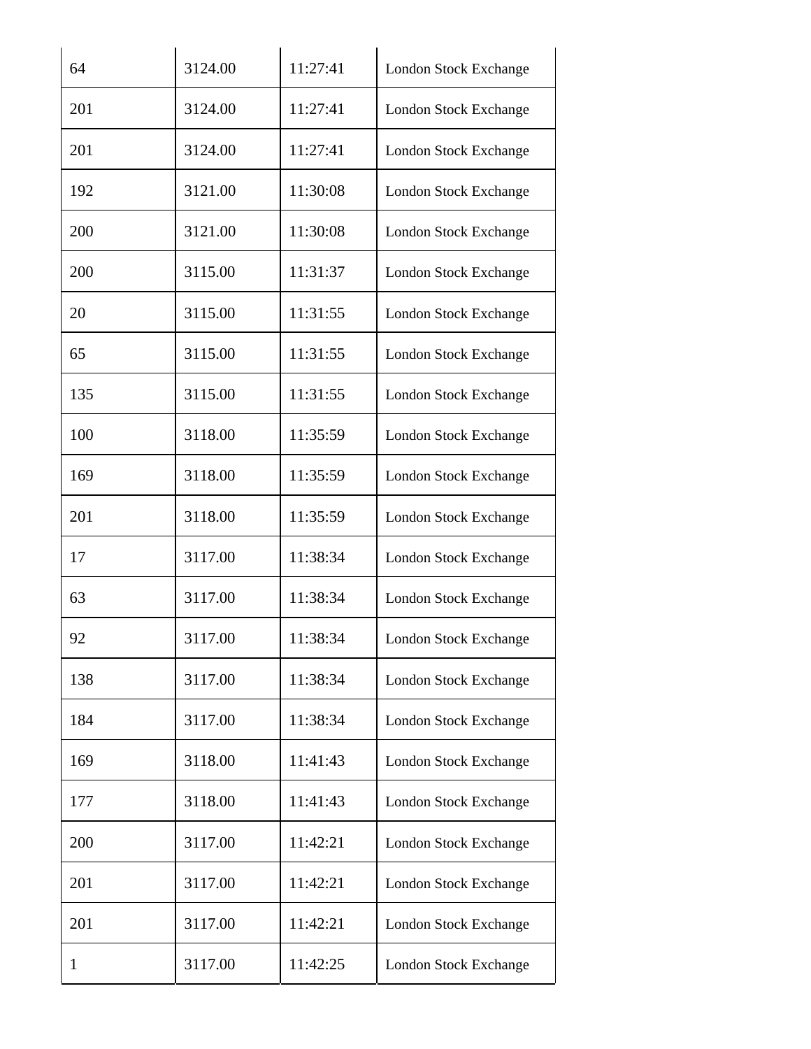| | | | |
|---|---|---|---|
| 64 | 3124.00 | 11:27:41 | London Stock Exchange |
| 201 | 3124.00 | 11:27:41 | London Stock Exchange |
| 201 | 3124.00 | 11:27:41 | London Stock Exchange |
| 192 | 3121.00 | 11:30:08 | London Stock Exchange |
| 200 | 3121.00 | 11:30:08 | London Stock Exchange |
| 200 | 3115.00 | 11:31:37 | London Stock Exchange |
| 20 | 3115.00 | 11:31:55 | London Stock Exchange |
| 65 | 3115.00 | 11:31:55 | London Stock Exchange |
| 135 | 3115.00 | 11:31:55 | London Stock Exchange |
| 100 | 3118.00 | 11:35:59 | London Stock Exchange |
| 169 | 3118.00 | 11:35:59 | London Stock Exchange |
| 201 | 3118.00 | 11:35:59 | London Stock Exchange |
| 17 | 3117.00 | 11:38:34 | London Stock Exchange |
| 63 | 3117.00 | 11:38:34 | London Stock Exchange |
| 92 | 3117.00 | 11:38:34 | London Stock Exchange |
| 138 | 3117.00 | 11:38:34 | London Stock Exchange |
| 184 | 3117.00 | 11:38:34 | London Stock Exchange |
| 169 | 3118.00 | 11:41:43 | London Stock Exchange |
| 177 | 3118.00 | 11:41:43 | London Stock Exchange |
| 200 | 3117.00 | 11:42:21 | London Stock Exchange |
| 201 | 3117.00 | 11:42:21 | London Stock Exchange |
| 201 | 3117.00 | 11:42:21 | London Stock Exchange |
| 1 | 3117.00 | 11:42:25 | London Stock Exchange |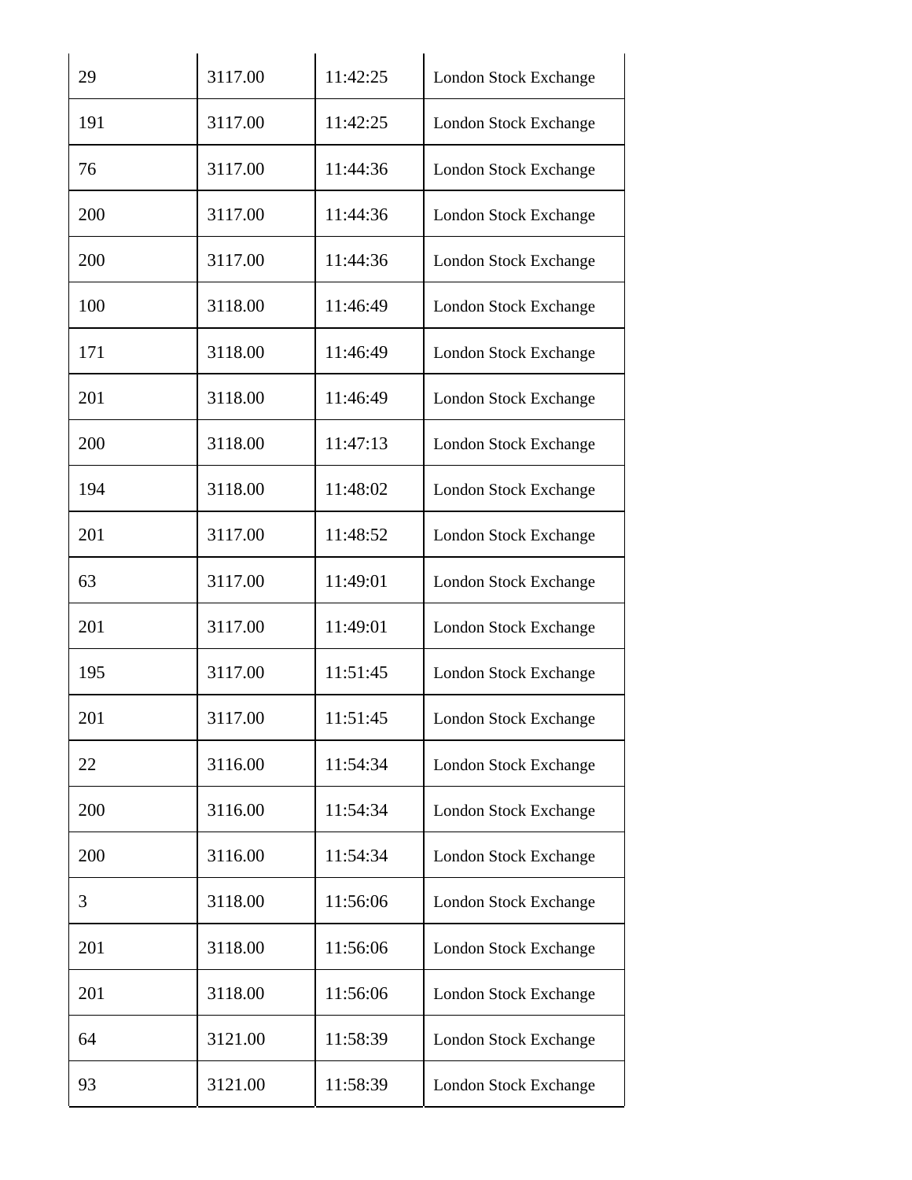| | | | |
|---|---|---|---|
| 29 | 3117.00 | 11:42:25 | London Stock Exchange |
| 191 | 3117.00 | 11:42:25 | London Stock Exchange |
| 76 | 3117.00 | 11:44:36 | London Stock Exchange |
| 200 | 3117.00 | 11:44:36 | London Stock Exchange |
| 200 | 3117.00 | 11:44:36 | London Stock Exchange |
| 100 | 3118.00 | 11:46:49 | London Stock Exchange |
| 171 | 3118.00 | 11:46:49 | London Stock Exchange |
| 201 | 3118.00 | 11:46:49 | London Stock Exchange |
| 200 | 3118.00 | 11:47:13 | London Stock Exchange |
| 194 | 3118.00 | 11:48:02 | London Stock Exchange |
| 201 | 3117.00 | 11:48:52 | London Stock Exchange |
| 63 | 3117.00 | 11:49:01 | London Stock Exchange |
| 201 | 3117.00 | 11:49:01 | London Stock Exchange |
| 195 | 3117.00 | 11:51:45 | London Stock Exchange |
| 201 | 3117.00 | 11:51:45 | London Stock Exchange |
| 22 | 3116.00 | 11:54:34 | London Stock Exchange |
| 200 | 3116.00 | 11:54:34 | London Stock Exchange |
| 200 | 3116.00 | 11:54:34 | London Stock Exchange |
| 3 | 3118.00 | 11:56:06 | London Stock Exchange |
| 201 | 3118.00 | 11:56:06 | London Stock Exchange |
| 201 | 3118.00 | 11:56:06 | London Stock Exchange |
| 64 | 3121.00 | 11:58:39 | London Stock Exchange |
| 93 | 3121.00 | 11:58:39 | London Stock Exchange |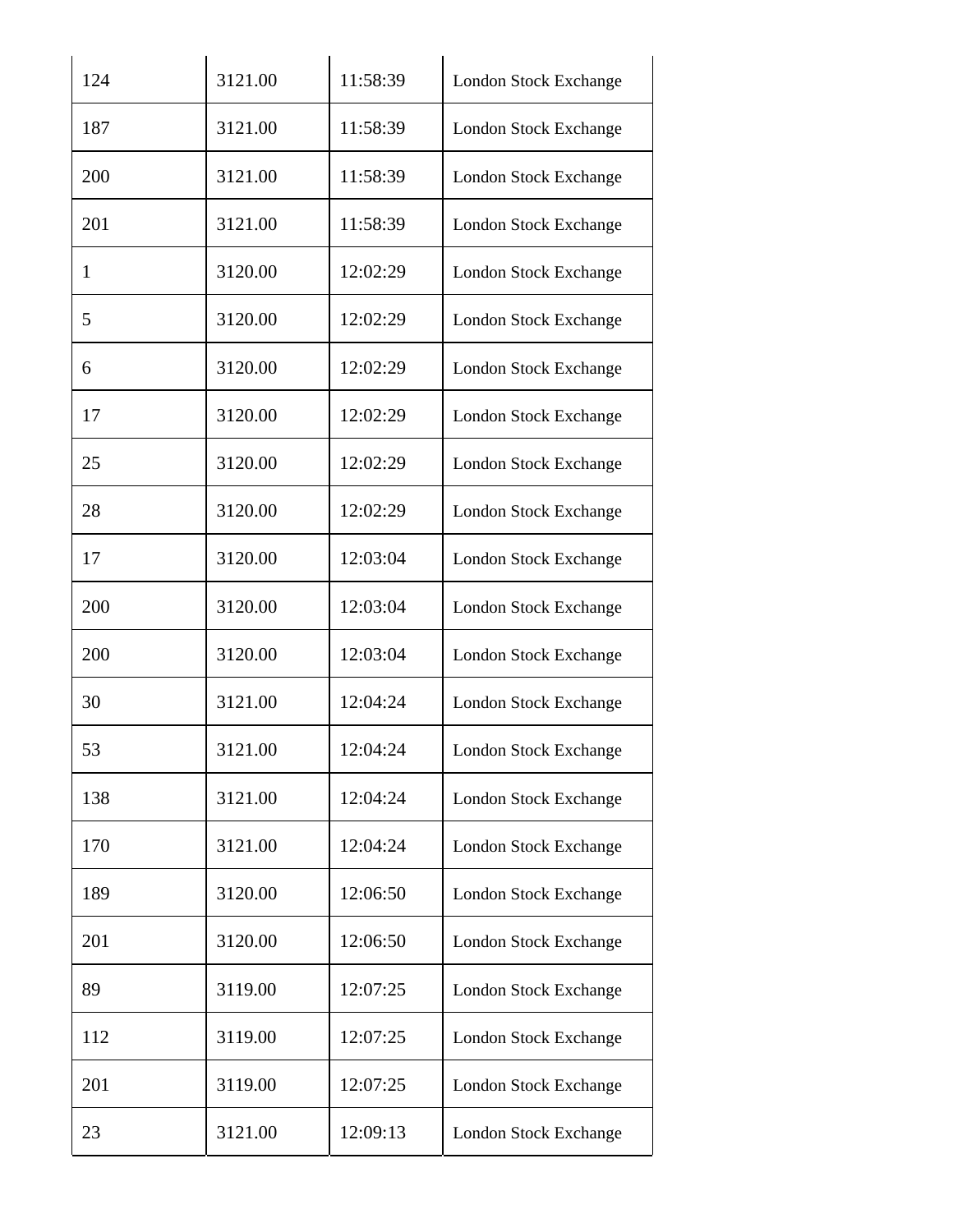| | | | |
|---|---|---|---|
| 124 | 3121.00 | 11:58:39 | London Stock Exchange |
| 187 | 3121.00 | 11:58:39 | London Stock Exchange |
| 200 | 3121.00 | 11:58:39 | London Stock Exchange |
| 201 | 3121.00 | 11:58:39 | London Stock Exchange |
| 1 | 3120.00 | 12:02:29 | London Stock Exchange |
| 5 | 3120.00 | 12:02:29 | London Stock Exchange |
| 6 | 3120.00 | 12:02:29 | London Stock Exchange |
| 17 | 3120.00 | 12:02:29 | London Stock Exchange |
| 25 | 3120.00 | 12:02:29 | London Stock Exchange |
| 28 | 3120.00 | 12:02:29 | London Stock Exchange |
| 17 | 3120.00 | 12:03:04 | London Stock Exchange |
| 200 | 3120.00 | 12:03:04 | London Stock Exchange |
| 200 | 3120.00 | 12:03:04 | London Stock Exchange |
| 30 | 3121.00 | 12:04:24 | London Stock Exchange |
| 53 | 3121.00 | 12:04:24 | London Stock Exchange |
| 138 | 3121.00 | 12:04:24 | London Stock Exchange |
| 170 | 3121.00 | 12:04:24 | London Stock Exchange |
| 189 | 3120.00 | 12:06:50 | London Stock Exchange |
| 201 | 3120.00 | 12:06:50 | London Stock Exchange |
| 89 | 3119.00 | 12:07:25 | London Stock Exchange |
| 112 | 3119.00 | 12:07:25 | London Stock Exchange |
| 201 | 3119.00 | 12:07:25 | London Stock Exchange |
| 23 | 3121.00 | 12:09:13 | London Stock Exchange |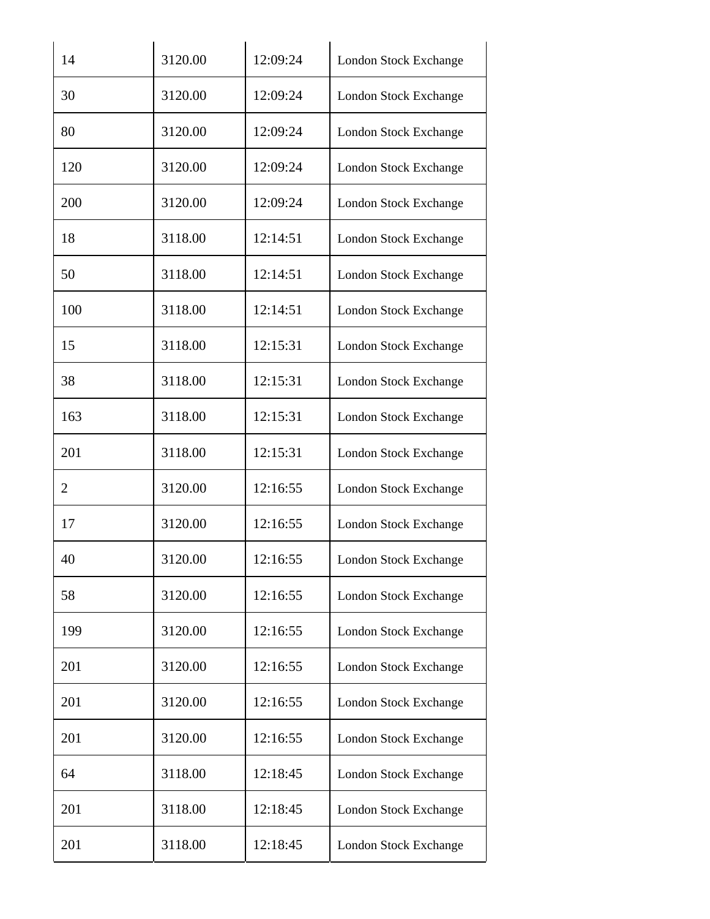| | | | |
|---|---|---|---|
| 14 | 3120.00 | 12:09:24 | London Stock Exchange |
| 30 | 3120.00 | 12:09:24 | London Stock Exchange |
| 80 | 3120.00 | 12:09:24 | London Stock Exchange |
| 120 | 3120.00 | 12:09:24 | London Stock Exchange |
| 200 | 3120.00 | 12:09:24 | London Stock Exchange |
| 18 | 3118.00 | 12:14:51 | London Stock Exchange |
| 50 | 3118.00 | 12:14:51 | London Stock Exchange |
| 100 | 3118.00 | 12:14:51 | London Stock Exchange |
| 15 | 3118.00 | 12:15:31 | London Stock Exchange |
| 38 | 3118.00 | 12:15:31 | London Stock Exchange |
| 163 | 3118.00 | 12:15:31 | London Stock Exchange |
| 201 | 3118.00 | 12:15:31 | London Stock Exchange |
| 2 | 3120.00 | 12:16:55 | London Stock Exchange |
| 17 | 3120.00 | 12:16:55 | London Stock Exchange |
| 40 | 3120.00 | 12:16:55 | London Stock Exchange |
| 58 | 3120.00 | 12:16:55 | London Stock Exchange |
| 199 | 3120.00 | 12:16:55 | London Stock Exchange |
| 201 | 3120.00 | 12:16:55 | London Stock Exchange |
| 201 | 3120.00 | 12:16:55 | London Stock Exchange |
| 201 | 3120.00 | 12:16:55 | London Stock Exchange |
| 64 | 3118.00 | 12:18:45 | London Stock Exchange |
| 201 | 3118.00 | 12:18:45 | London Stock Exchange |
| 201 | 3118.00 | 12:18:45 | London Stock Exchange |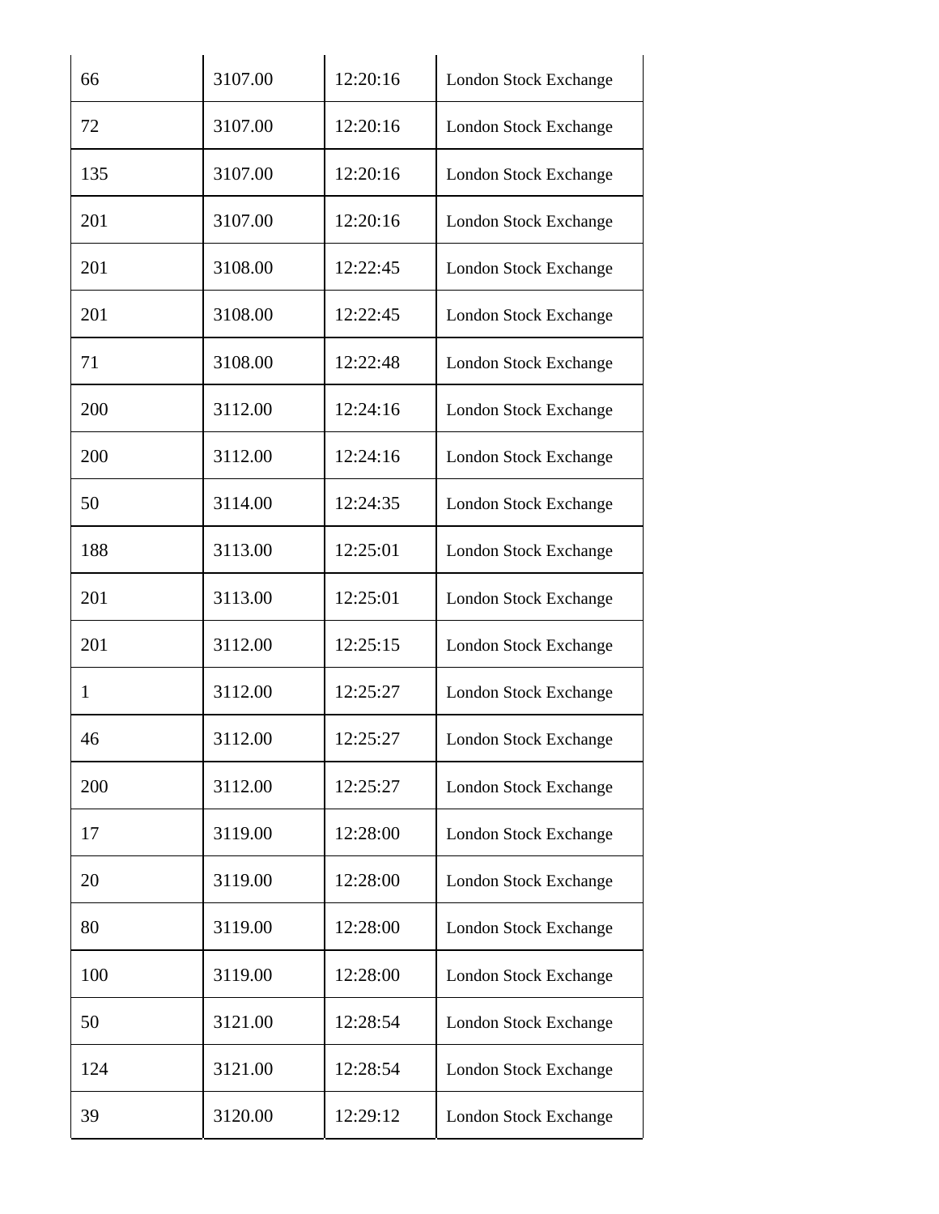| | | | |
|---|---|---|---|
| 66 | 3107.00 | 12:20:16 | London Stock Exchange |
| 72 | 3107.00 | 12:20:16 | London Stock Exchange |
| 135 | 3107.00 | 12:20:16 | London Stock Exchange |
| 201 | 3107.00 | 12:20:16 | London Stock Exchange |
| 201 | 3108.00 | 12:22:45 | London Stock Exchange |
| 201 | 3108.00 | 12:22:45 | London Stock Exchange |
| 71 | 3108.00 | 12:22:48 | London Stock Exchange |
| 200 | 3112.00 | 12:24:16 | London Stock Exchange |
| 200 | 3112.00 | 12:24:16 | London Stock Exchange |
| 50 | 3114.00 | 12:24:35 | London Stock Exchange |
| 188 | 3113.00 | 12:25:01 | London Stock Exchange |
| 201 | 3113.00 | 12:25:01 | London Stock Exchange |
| 201 | 3112.00 | 12:25:15 | London Stock Exchange |
| 1 | 3112.00 | 12:25:27 | London Stock Exchange |
| 46 | 3112.00 | 12:25:27 | London Stock Exchange |
| 200 | 3112.00 | 12:25:27 | London Stock Exchange |
| 17 | 3119.00 | 12:28:00 | London Stock Exchange |
| 20 | 3119.00 | 12:28:00 | London Stock Exchange |
| 80 | 3119.00 | 12:28:00 | London Stock Exchange |
| 100 | 3119.00 | 12:28:00 | London Stock Exchange |
| 50 | 3121.00 | 12:28:54 | London Stock Exchange |
| 124 | 3121.00 | 12:28:54 | London Stock Exchange |
| 39 | 3120.00 | 12:29:12 | London Stock Exchange |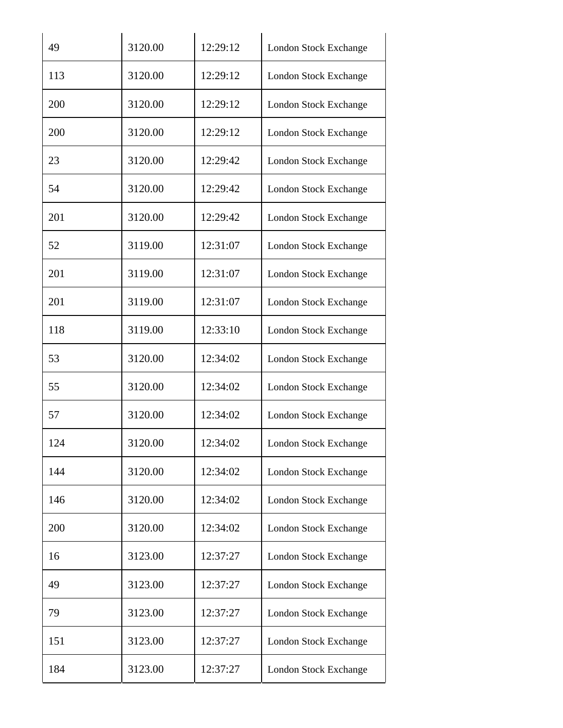| | | | |
|---|---|---|---|
| 49 | 3120.00 | 12:29:12 | London Stock Exchange |
| 113 | 3120.00 | 12:29:12 | London Stock Exchange |
| 200 | 3120.00 | 12:29:12 | London Stock Exchange |
| 200 | 3120.00 | 12:29:12 | London Stock Exchange |
| 23 | 3120.00 | 12:29:42 | London Stock Exchange |
| 54 | 3120.00 | 12:29:42 | London Stock Exchange |
| 201 | 3120.00 | 12:29:42 | London Stock Exchange |
| 52 | 3119.00 | 12:31:07 | London Stock Exchange |
| 201 | 3119.00 | 12:31:07 | London Stock Exchange |
| 201 | 3119.00 | 12:31:07 | London Stock Exchange |
| 118 | 3119.00 | 12:33:10 | London Stock Exchange |
| 53 | 3120.00 | 12:34:02 | London Stock Exchange |
| 55 | 3120.00 | 12:34:02 | London Stock Exchange |
| 57 | 3120.00 | 12:34:02 | London Stock Exchange |
| 124 | 3120.00 | 12:34:02 | London Stock Exchange |
| 144 | 3120.00 | 12:34:02 | London Stock Exchange |
| 146 | 3120.00 | 12:34:02 | London Stock Exchange |
| 200 | 3120.00 | 12:34:02 | London Stock Exchange |
| 16 | 3123.00 | 12:37:27 | London Stock Exchange |
| 49 | 3123.00 | 12:37:27 | London Stock Exchange |
| 79 | 3123.00 | 12:37:27 | London Stock Exchange |
| 151 | 3123.00 | 12:37:27 | London Stock Exchange |
| 184 | 3123.00 | 12:37:27 | London Stock Exchange |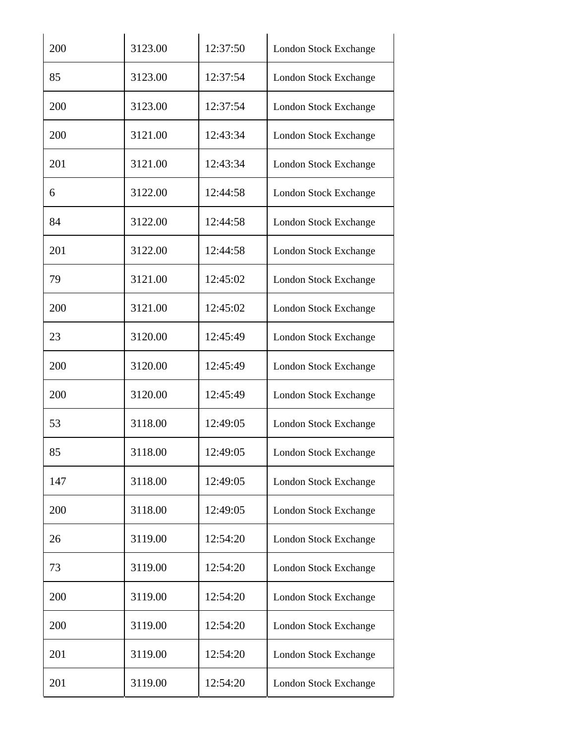| | | | |
|---|---|---|---|
| 200 | 3123.00 | 12:37:50 | London Stock Exchange |
| 85 | 3123.00 | 12:37:54 | London Stock Exchange |
| 200 | 3123.00 | 12:37:54 | London Stock Exchange |
| 200 | 3121.00 | 12:43:34 | London Stock Exchange |
| 201 | 3121.00 | 12:43:34 | London Stock Exchange |
| 6 | 3122.00 | 12:44:58 | London Stock Exchange |
| 84 | 3122.00 | 12:44:58 | London Stock Exchange |
| 201 | 3122.00 | 12:44:58 | London Stock Exchange |
| 79 | 3121.00 | 12:45:02 | London Stock Exchange |
| 200 | 3121.00 | 12:45:02 | London Stock Exchange |
| 23 | 3120.00 | 12:45:49 | London Stock Exchange |
| 200 | 3120.00 | 12:45:49 | London Stock Exchange |
| 200 | 3120.00 | 12:45:49 | London Stock Exchange |
| 53 | 3118.00 | 12:49:05 | London Stock Exchange |
| 85 | 3118.00 | 12:49:05 | London Stock Exchange |
| 147 | 3118.00 | 12:49:05 | London Stock Exchange |
| 200 | 3118.00 | 12:49:05 | London Stock Exchange |
| 26 | 3119.00 | 12:54:20 | London Stock Exchange |
| 73 | 3119.00 | 12:54:20 | London Stock Exchange |
| 200 | 3119.00 | 12:54:20 | London Stock Exchange |
| 200 | 3119.00 | 12:54:20 | London Stock Exchange |
| 201 | 3119.00 | 12:54:20 | London Stock Exchange |
| 201 | 3119.00 | 12:54:20 | London Stock Exchange |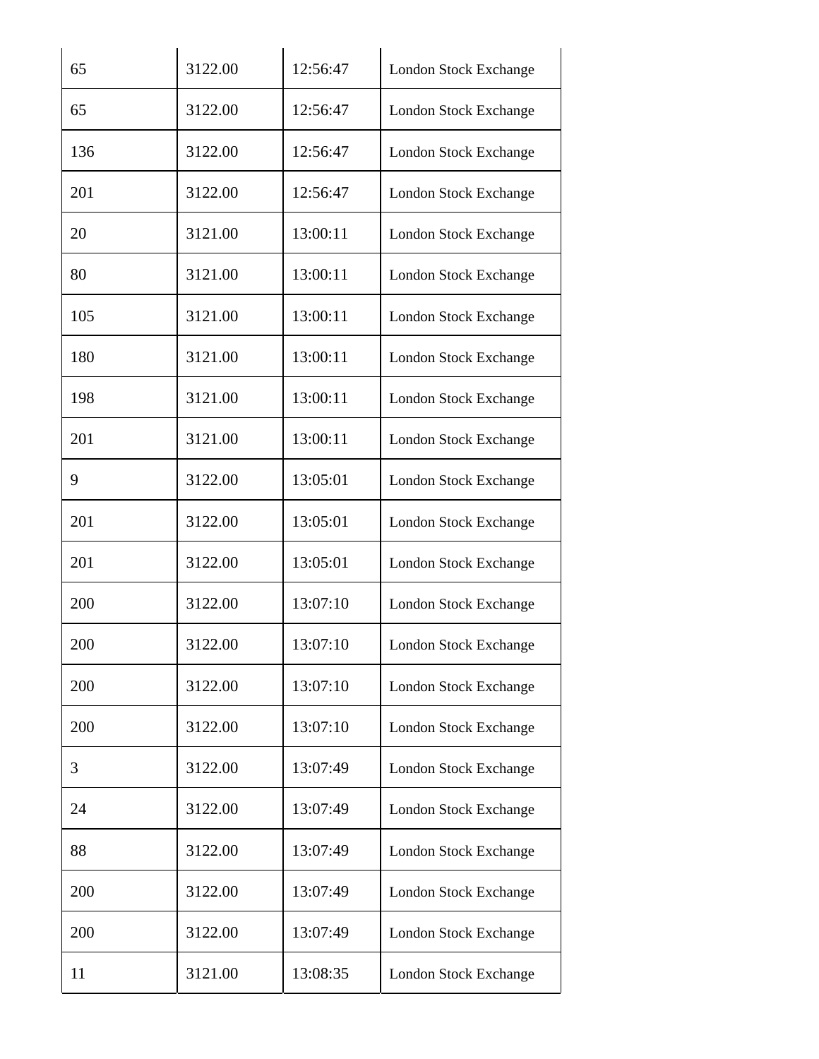| | | | |
|---|---|---|---|
| 65 | 3122.00 | 12:56:47 | London Stock Exchange |
| 65 | 3122.00 | 12:56:47 | London Stock Exchange |
| 136 | 3122.00 | 12:56:47 | London Stock Exchange |
| 201 | 3122.00 | 12:56:47 | London Stock Exchange |
| 20 | 3121.00 | 13:00:11 | London Stock Exchange |
| 80 | 3121.00 | 13:00:11 | London Stock Exchange |
| 105 | 3121.00 | 13:00:11 | London Stock Exchange |
| 180 | 3121.00 | 13:00:11 | London Stock Exchange |
| 198 | 3121.00 | 13:00:11 | London Stock Exchange |
| 201 | 3121.00 | 13:00:11 | London Stock Exchange |
| 9 | 3122.00 | 13:05:01 | London Stock Exchange |
| 201 | 3122.00 | 13:05:01 | London Stock Exchange |
| 201 | 3122.00 | 13:05:01 | London Stock Exchange |
| 200 | 3122.00 | 13:07:10 | London Stock Exchange |
| 200 | 3122.00 | 13:07:10 | London Stock Exchange |
| 200 | 3122.00 | 13:07:10 | London Stock Exchange |
| 200 | 3122.00 | 13:07:10 | London Stock Exchange |
| 3 | 3122.00 | 13:07:49 | London Stock Exchange |
| 24 | 3122.00 | 13:07:49 | London Stock Exchange |
| 88 | 3122.00 | 13:07:49 | London Stock Exchange |
| 200 | 3122.00 | 13:07:49 | London Stock Exchange |
| 200 | 3122.00 | 13:07:49 | London Stock Exchange |
| 11 | 3121.00 | 13:08:35 | London Stock Exchange |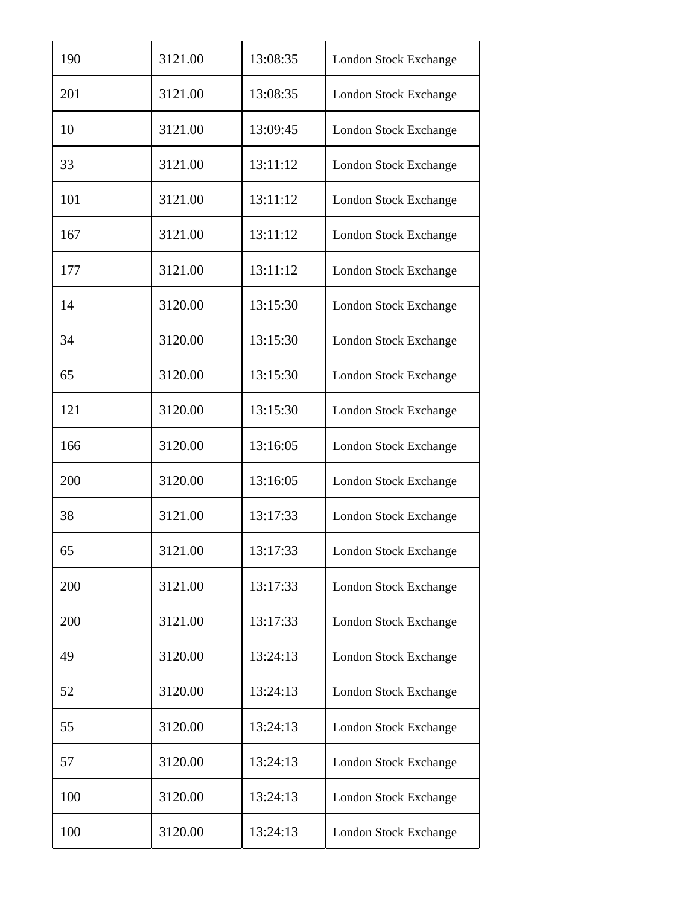| | | | |
|---|---|---|---|
| 190 | 3121.00 | 13:08:35 | London Stock Exchange |
| 201 | 3121.00 | 13:08:35 | London Stock Exchange |
| 10 | 3121.00 | 13:09:45 | London Stock Exchange |
| 33 | 3121.00 | 13:11:12 | London Stock Exchange |
| 101 | 3121.00 | 13:11:12 | London Stock Exchange |
| 167 | 3121.00 | 13:11:12 | London Stock Exchange |
| 177 | 3121.00 | 13:11:12 | London Stock Exchange |
| 14 | 3120.00 | 13:15:30 | London Stock Exchange |
| 34 | 3120.00 | 13:15:30 | London Stock Exchange |
| 65 | 3120.00 | 13:15:30 | London Stock Exchange |
| 121 | 3120.00 | 13:15:30 | London Stock Exchange |
| 166 | 3120.00 | 13:16:05 | London Stock Exchange |
| 200 | 3120.00 | 13:16:05 | London Stock Exchange |
| 38 | 3121.00 | 13:17:33 | London Stock Exchange |
| 65 | 3121.00 | 13:17:33 | London Stock Exchange |
| 200 | 3121.00 | 13:17:33 | London Stock Exchange |
| 200 | 3121.00 | 13:17:33 | London Stock Exchange |
| 49 | 3120.00 | 13:24:13 | London Stock Exchange |
| 52 | 3120.00 | 13:24:13 | London Stock Exchange |
| 55 | 3120.00 | 13:24:13 | London Stock Exchange |
| 57 | 3120.00 | 13:24:13 | London Stock Exchange |
| 100 | 3120.00 | 13:24:13 | London Stock Exchange |
| 100 | 3120.00 | 13:24:13 | London Stock Exchange |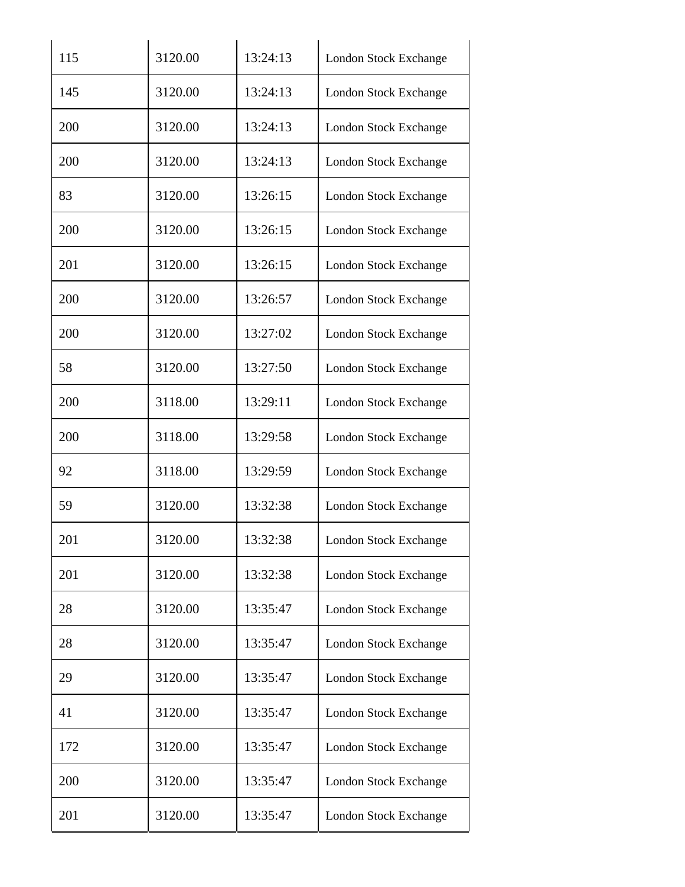| | | | |
|---|---|---|---|
| 115 | 3120.00 | 13:24:13 | London Stock Exchange |
| 145 | 3120.00 | 13:24:13 | London Stock Exchange |
| 200 | 3120.00 | 13:24:13 | London Stock Exchange |
| 200 | 3120.00 | 13:24:13 | London Stock Exchange |
| 83 | 3120.00 | 13:26:15 | London Stock Exchange |
| 200 | 3120.00 | 13:26:15 | London Stock Exchange |
| 201 | 3120.00 | 13:26:15 | London Stock Exchange |
| 200 | 3120.00 | 13:26:57 | London Stock Exchange |
| 200 | 3120.00 | 13:27:02 | London Stock Exchange |
| 58 | 3120.00 | 13:27:50 | London Stock Exchange |
| 200 | 3118.00 | 13:29:11 | London Stock Exchange |
| 200 | 3118.00 | 13:29:58 | London Stock Exchange |
| 92 | 3118.00 | 13:29:59 | London Stock Exchange |
| 59 | 3120.00 | 13:32:38 | London Stock Exchange |
| 201 | 3120.00 | 13:32:38 | London Stock Exchange |
| 201 | 3120.00 | 13:32:38 | London Stock Exchange |
| 28 | 3120.00 | 13:35:47 | London Stock Exchange |
| 28 | 3120.00 | 13:35:47 | London Stock Exchange |
| 29 | 3120.00 | 13:35:47 | London Stock Exchange |
| 41 | 3120.00 | 13:35:47 | London Stock Exchange |
| 172 | 3120.00 | 13:35:47 | London Stock Exchange |
| 200 | 3120.00 | 13:35:47 | London Stock Exchange |
| 201 | 3120.00 | 13:35:47 | London Stock Exchange |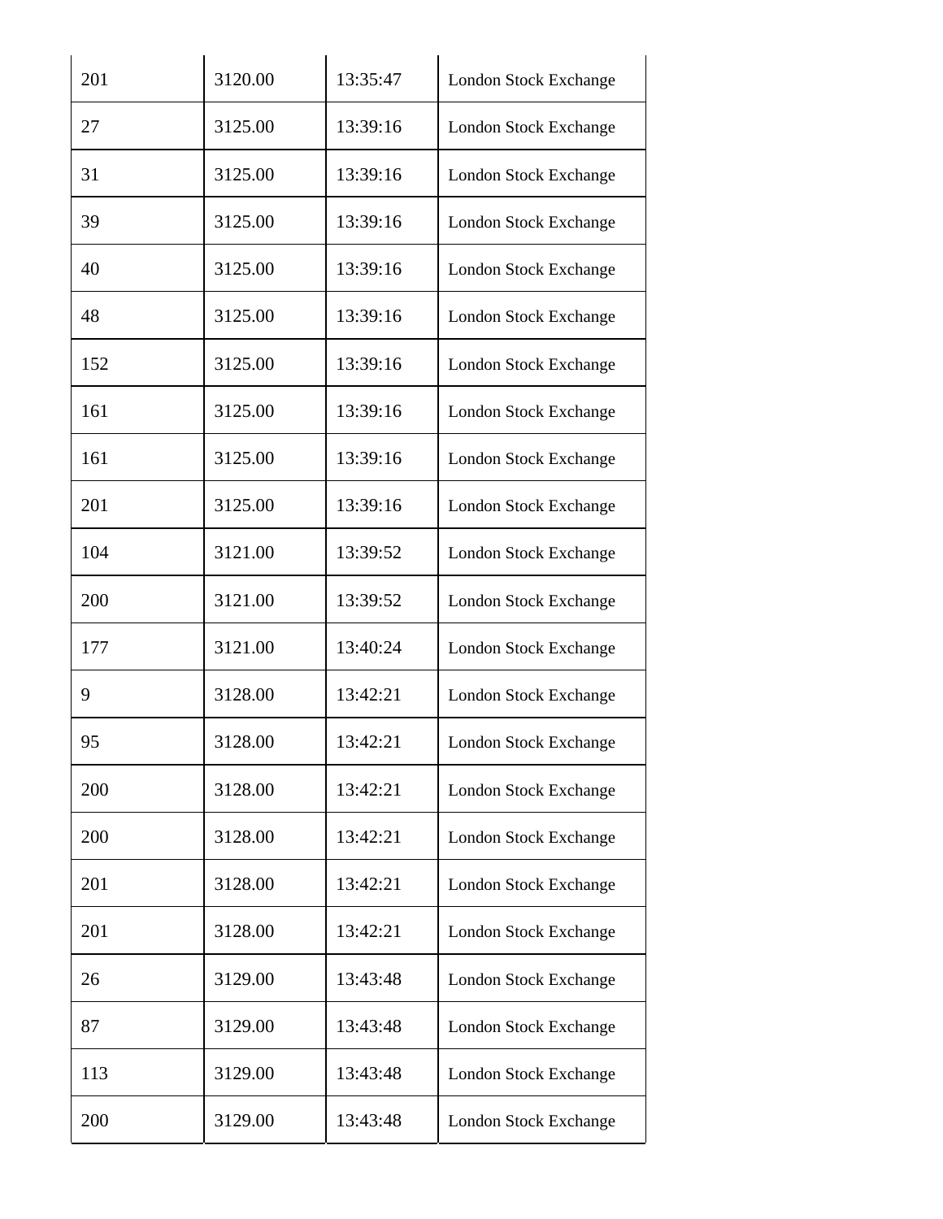| | | | |
|---|---|---|---|
| 201 | 3120.00 | 13:35:47 | London Stock Exchange |
| 27 | 3125.00 | 13:39:16 | London Stock Exchange |
| 31 | 3125.00 | 13:39:16 | London Stock Exchange |
| 39 | 3125.00 | 13:39:16 | London Stock Exchange |
| 40 | 3125.00 | 13:39:16 | London Stock Exchange |
| 48 | 3125.00 | 13:39:16 | London Stock Exchange |
| 152 | 3125.00 | 13:39:16 | London Stock Exchange |
| 161 | 3125.00 | 13:39:16 | London Stock Exchange |
| 161 | 3125.00 | 13:39:16 | London Stock Exchange |
| 201 | 3125.00 | 13:39:16 | London Stock Exchange |
| 104 | 3121.00 | 13:39:52 | London Stock Exchange |
| 200 | 3121.00 | 13:39:52 | London Stock Exchange |
| 177 | 3121.00 | 13:40:24 | London Stock Exchange |
| 9 | 3128.00 | 13:42:21 | London Stock Exchange |
| 95 | 3128.00 | 13:42:21 | London Stock Exchange |
| 200 | 3128.00 | 13:42:21 | London Stock Exchange |
| 200 | 3128.00 | 13:42:21 | London Stock Exchange |
| 201 | 3128.00 | 13:42:21 | London Stock Exchange |
| 201 | 3128.00 | 13:42:21 | London Stock Exchange |
| 26 | 3129.00 | 13:43:48 | London Stock Exchange |
| 87 | 3129.00 | 13:43:48 | London Stock Exchange |
| 113 | 3129.00 | 13:43:48 | London Stock Exchange |
| 200 | 3129.00 | 13:43:48 | London Stock Exchange |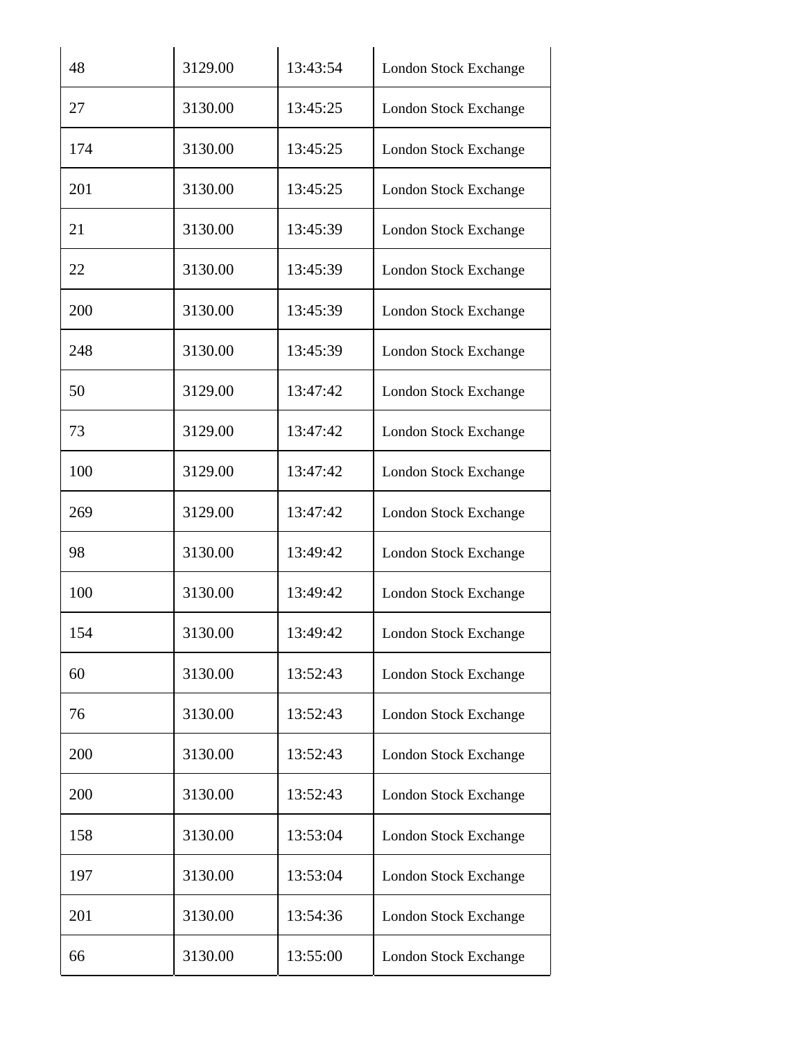| | | | |
|---|---|---|---|
| 48 | 3129.00 | 13:43:54 | London Stock Exchange |
| 27 | 3130.00 | 13:45:25 | London Stock Exchange |
| 174 | 3130.00 | 13:45:25 | London Stock Exchange |
| 201 | 3130.00 | 13:45:25 | London Stock Exchange |
| 21 | 3130.00 | 13:45:39 | London Stock Exchange |
| 22 | 3130.00 | 13:45:39 | London Stock Exchange |
| 200 | 3130.00 | 13:45:39 | London Stock Exchange |
| 248 | 3130.00 | 13:45:39 | London Stock Exchange |
| 50 | 3129.00 | 13:47:42 | London Stock Exchange |
| 73 | 3129.00 | 13:47:42 | London Stock Exchange |
| 100 | 3129.00 | 13:47:42 | London Stock Exchange |
| 269 | 3129.00 | 13:47:42 | London Stock Exchange |
| 98 | 3130.00 | 13:49:42 | London Stock Exchange |
| 100 | 3130.00 | 13:49:42 | London Stock Exchange |
| 154 | 3130.00 | 13:49:42 | London Stock Exchange |
| 60 | 3130.00 | 13:52:43 | London Stock Exchange |
| 76 | 3130.00 | 13:52:43 | London Stock Exchange |
| 200 | 3130.00 | 13:52:43 | London Stock Exchange |
| 200 | 3130.00 | 13:52:43 | London Stock Exchange |
| 158 | 3130.00 | 13:53:04 | London Stock Exchange |
| 197 | 3130.00 | 13:53:04 | London Stock Exchange |
| 201 | 3130.00 | 13:54:36 | London Stock Exchange |
| 66 | 3130.00 | 13:55:00 | London Stock Exchange |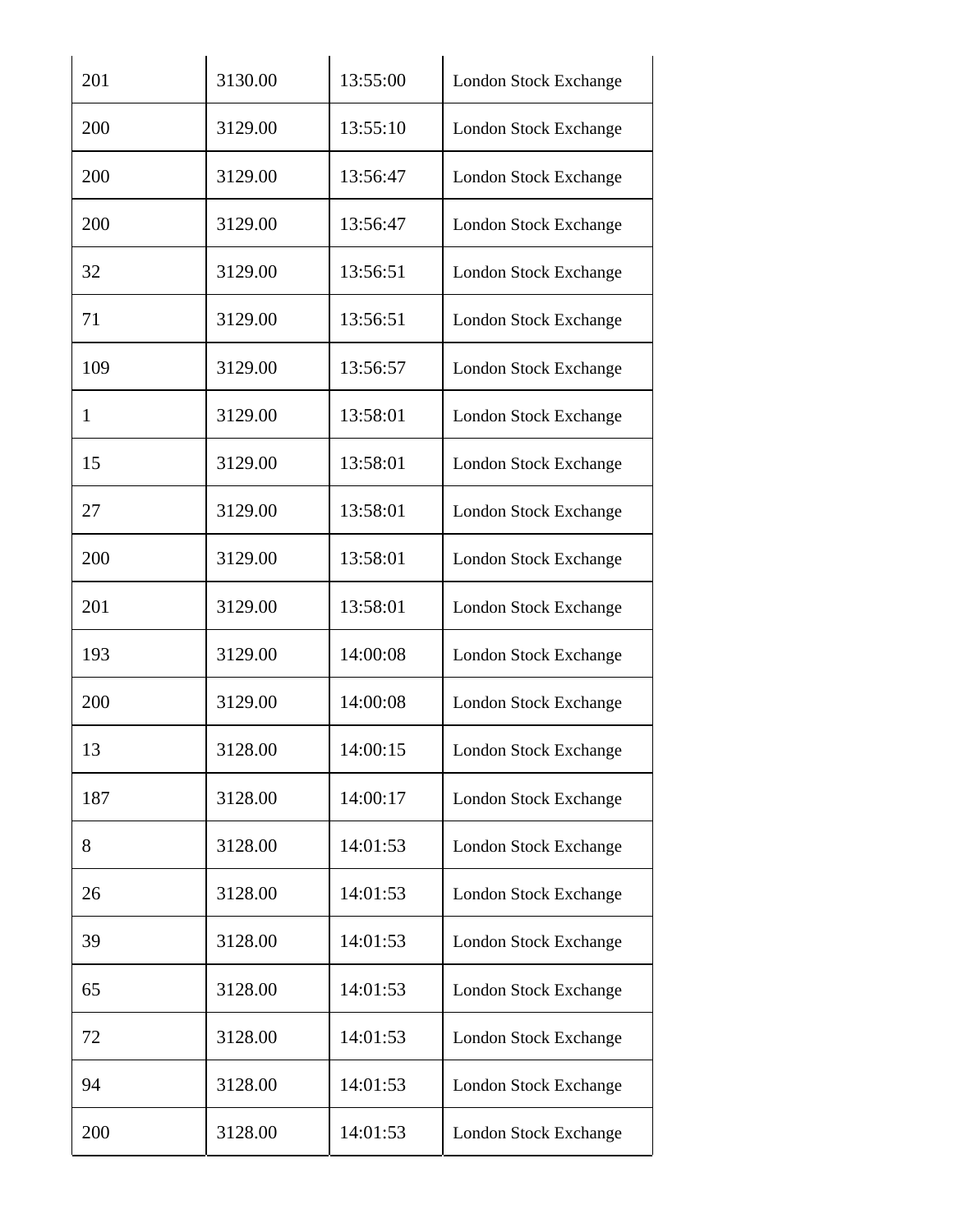| | | | |
|---|---|---|---|
| 201 | 3130.00 | 13:55:00 | London Stock Exchange |
| 200 | 3129.00 | 13:55:10 | London Stock Exchange |
| 200 | 3129.00 | 13:56:47 | London Stock Exchange |
| 200 | 3129.00 | 13:56:47 | London Stock Exchange |
| 32 | 3129.00 | 13:56:51 | London Stock Exchange |
| 71 | 3129.00 | 13:56:51 | London Stock Exchange |
| 109 | 3129.00 | 13:56:57 | London Stock Exchange |
| 1 | 3129.00 | 13:58:01 | London Stock Exchange |
| 15 | 3129.00 | 13:58:01 | London Stock Exchange |
| 27 | 3129.00 | 13:58:01 | London Stock Exchange |
| 200 | 3129.00 | 13:58:01 | London Stock Exchange |
| 201 | 3129.00 | 13:58:01 | London Stock Exchange |
| 193 | 3129.00 | 14:00:08 | London Stock Exchange |
| 200 | 3129.00 | 14:00:08 | London Stock Exchange |
| 13 | 3128.00 | 14:00:15 | London Stock Exchange |
| 187 | 3128.00 | 14:00:17 | London Stock Exchange |
| 8 | 3128.00 | 14:01:53 | London Stock Exchange |
| 26 | 3128.00 | 14:01:53 | London Stock Exchange |
| 39 | 3128.00 | 14:01:53 | London Stock Exchange |
| 65 | 3128.00 | 14:01:53 | London Stock Exchange |
| 72 | 3128.00 | 14:01:53 | London Stock Exchange |
| 94 | 3128.00 | 14:01:53 | London Stock Exchange |
| 200 | 3128.00 | 14:01:53 | London Stock Exchange |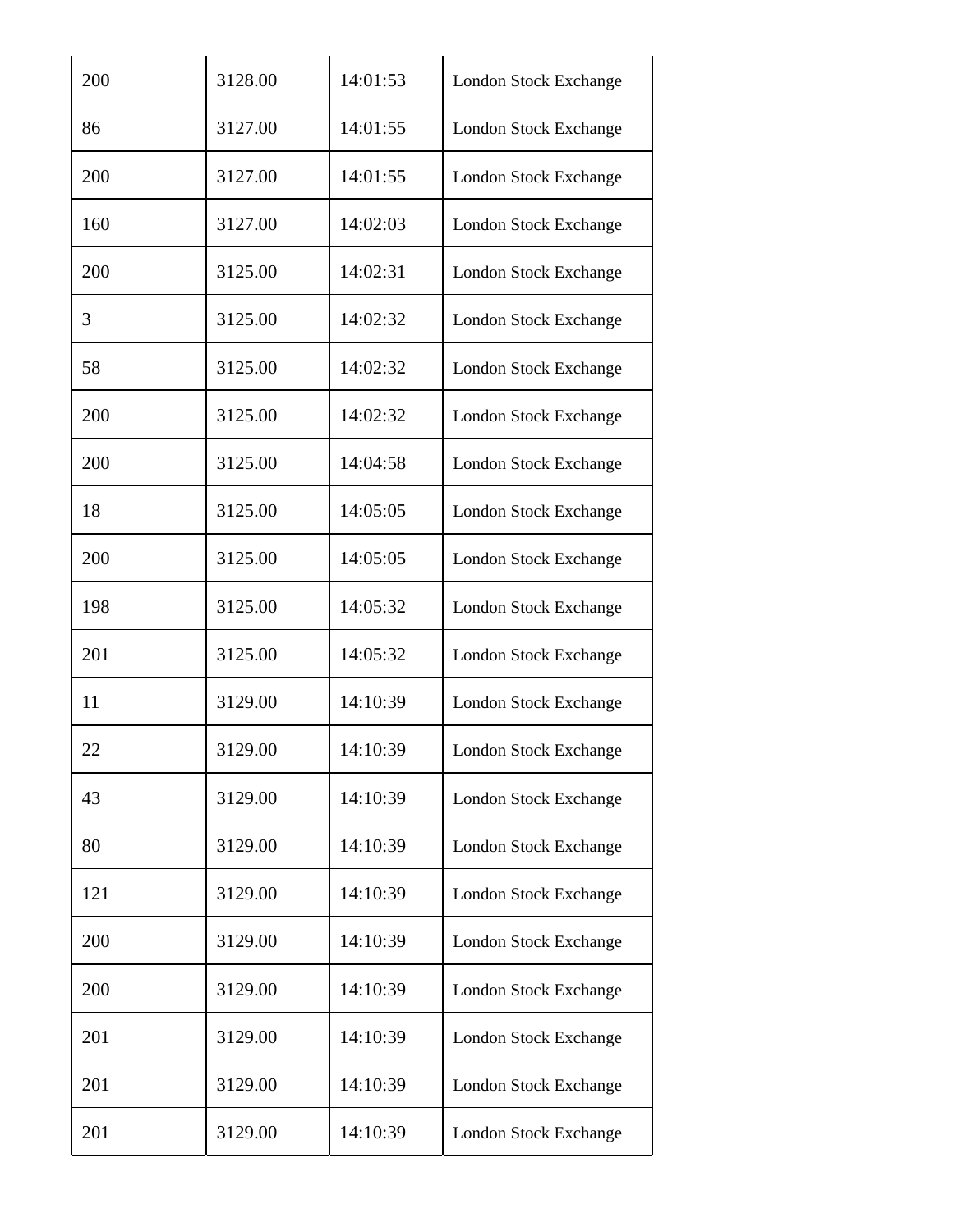| | | | |
|---|---|---|---|
| 200 | 3128.00 | 14:01:53 | London Stock Exchange |
| 86 | 3127.00 | 14:01:55 | London Stock Exchange |
| 200 | 3127.00 | 14:01:55 | London Stock Exchange |
| 160 | 3127.00 | 14:02:03 | London Stock Exchange |
| 200 | 3125.00 | 14:02:31 | London Stock Exchange |
| 3 | 3125.00 | 14:02:32 | London Stock Exchange |
| 58 | 3125.00 | 14:02:32 | London Stock Exchange |
| 200 | 3125.00 | 14:02:32 | London Stock Exchange |
| 200 | 3125.00 | 14:04:58 | London Stock Exchange |
| 18 | 3125.00 | 14:05:05 | London Stock Exchange |
| 200 | 3125.00 | 14:05:05 | London Stock Exchange |
| 198 | 3125.00 | 14:05:32 | London Stock Exchange |
| 201 | 3125.00 | 14:05:32 | London Stock Exchange |
| 11 | 3129.00 | 14:10:39 | London Stock Exchange |
| 22 | 3129.00 | 14:10:39 | London Stock Exchange |
| 43 | 3129.00 | 14:10:39 | London Stock Exchange |
| 80 | 3129.00 | 14:10:39 | London Stock Exchange |
| 121 | 3129.00 | 14:10:39 | London Stock Exchange |
| 200 | 3129.00 | 14:10:39 | London Stock Exchange |
| 200 | 3129.00 | 14:10:39 | London Stock Exchange |
| 201 | 3129.00 | 14:10:39 | London Stock Exchange |
| 201 | 3129.00 | 14:10:39 | London Stock Exchange |
| 201 | 3129.00 | 14:10:39 | London Stock Exchange |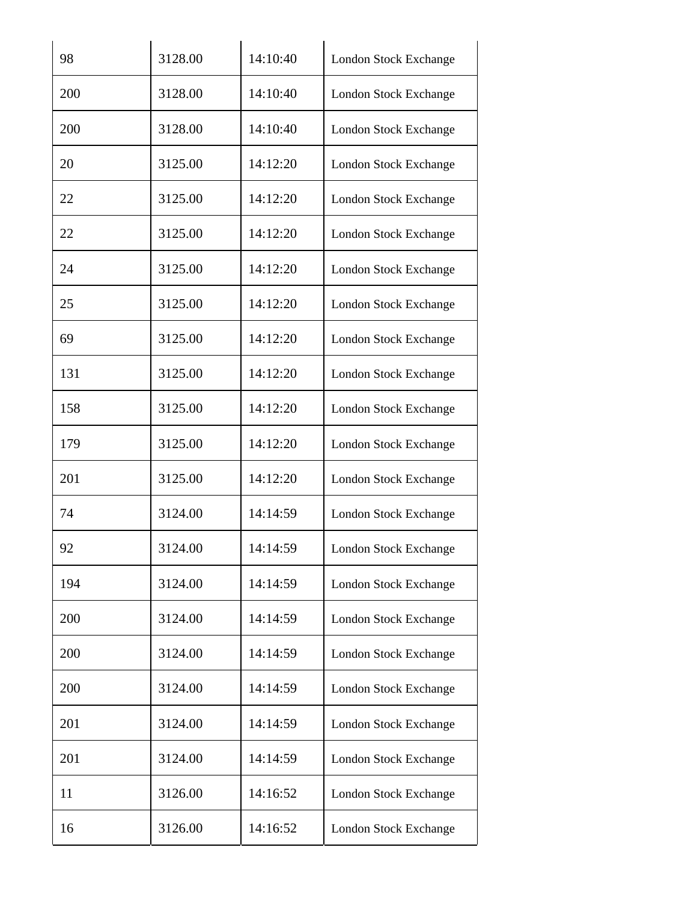| | | | |
|---|---|---|---|
| 98 | 3128.00 | 14:10:40 | London Stock Exchange |
| 200 | 3128.00 | 14:10:40 | London Stock Exchange |
| 200 | 3128.00 | 14:10:40 | London Stock Exchange |
| 20 | 3125.00 | 14:12:20 | London Stock Exchange |
| 22 | 3125.00 | 14:12:20 | London Stock Exchange |
| 22 | 3125.00 | 14:12:20 | London Stock Exchange |
| 24 | 3125.00 | 14:12:20 | London Stock Exchange |
| 25 | 3125.00 | 14:12:20 | London Stock Exchange |
| 69 | 3125.00 | 14:12:20 | London Stock Exchange |
| 131 | 3125.00 | 14:12:20 | London Stock Exchange |
| 158 | 3125.00 | 14:12:20 | London Stock Exchange |
| 179 | 3125.00 | 14:12:20 | London Stock Exchange |
| 201 | 3125.00 | 14:12:20 | London Stock Exchange |
| 74 | 3124.00 | 14:14:59 | London Stock Exchange |
| 92 | 3124.00 | 14:14:59 | London Stock Exchange |
| 194 | 3124.00 | 14:14:59 | London Stock Exchange |
| 200 | 3124.00 | 14:14:59 | London Stock Exchange |
| 200 | 3124.00 | 14:14:59 | London Stock Exchange |
| 200 | 3124.00 | 14:14:59 | London Stock Exchange |
| 201 | 3124.00 | 14:14:59 | London Stock Exchange |
| 201 | 3124.00 | 14:14:59 | London Stock Exchange |
| 11 | 3126.00 | 14:16:52 | London Stock Exchange |
| 16 | 3126.00 | 14:16:52 | London Stock Exchange |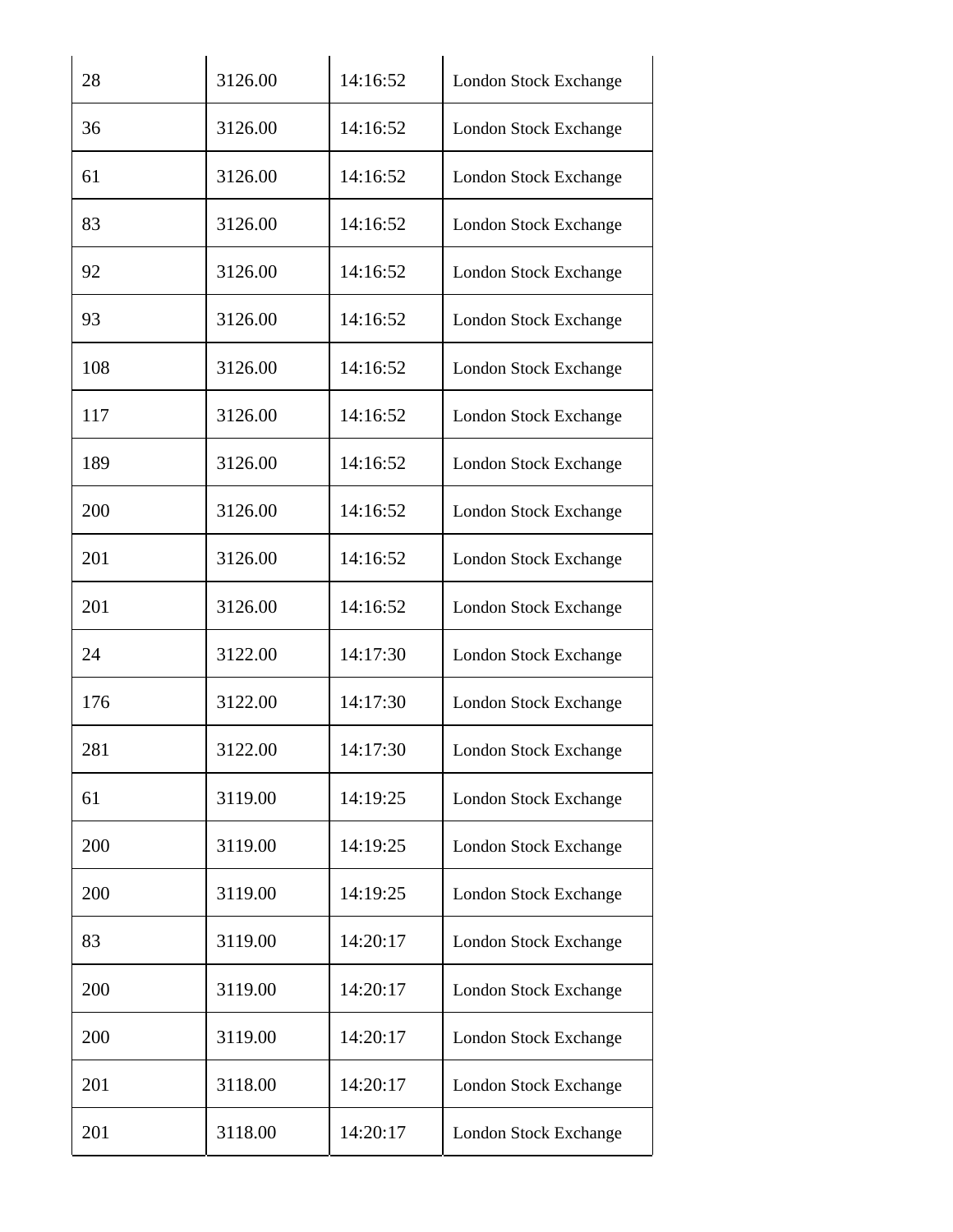| | | | |
|---|---|---|---|
| 28 | 3126.00 | 14:16:52 | London Stock Exchange |
| 36 | 3126.00 | 14:16:52 | London Stock Exchange |
| 61 | 3126.00 | 14:16:52 | London Stock Exchange |
| 83 | 3126.00 | 14:16:52 | London Stock Exchange |
| 92 | 3126.00 | 14:16:52 | London Stock Exchange |
| 93 | 3126.00 | 14:16:52 | London Stock Exchange |
| 108 | 3126.00 | 14:16:52 | London Stock Exchange |
| 117 | 3126.00 | 14:16:52 | London Stock Exchange |
| 189 | 3126.00 | 14:16:52 | London Stock Exchange |
| 200 | 3126.00 | 14:16:52 | London Stock Exchange |
| 201 | 3126.00 | 14:16:52 | London Stock Exchange |
| 201 | 3126.00 | 14:16:52 | London Stock Exchange |
| 24 | 3122.00 | 14:17:30 | London Stock Exchange |
| 176 | 3122.00 | 14:17:30 | London Stock Exchange |
| 281 | 3122.00 | 14:17:30 | London Stock Exchange |
| 61 | 3119.00 | 14:19:25 | London Stock Exchange |
| 200 | 3119.00 | 14:19:25 | London Stock Exchange |
| 200 | 3119.00 | 14:19:25 | London Stock Exchange |
| 83 | 3119.00 | 14:20:17 | London Stock Exchange |
| 200 | 3119.00 | 14:20:17 | London Stock Exchange |
| 200 | 3119.00 | 14:20:17 | London Stock Exchange |
| 201 | 3118.00 | 14:20:17 | London Stock Exchange |
| 201 | 3118.00 | 14:20:17 | London Stock Exchange |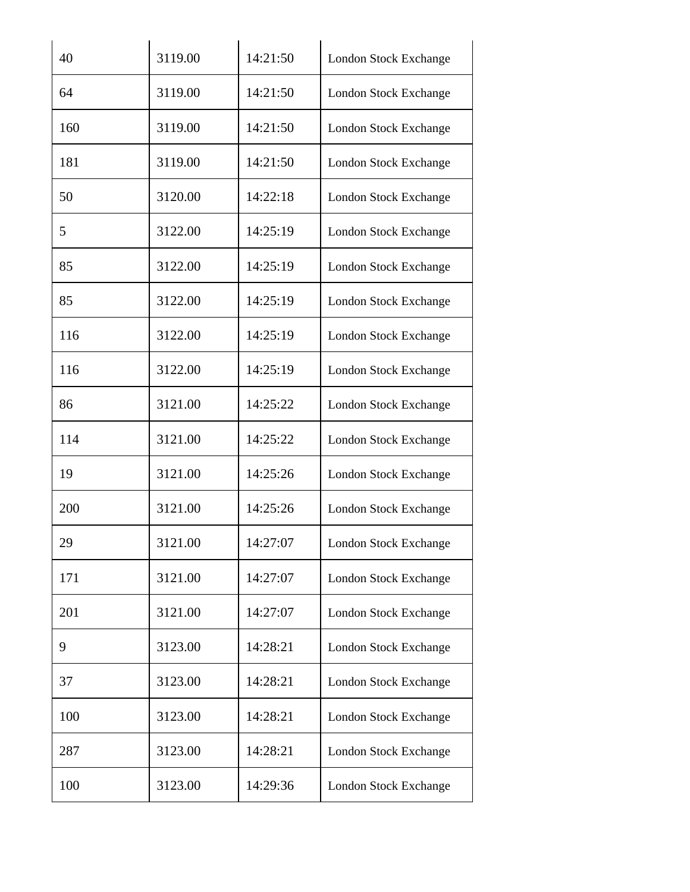| | | | |
|---|---|---|---|
| 40 | 3119.00 | 14:21:50 | London Stock Exchange |
| 64 | 3119.00 | 14:21:50 | London Stock Exchange |
| 160 | 3119.00 | 14:21:50 | London Stock Exchange |
| 181 | 3119.00 | 14:21:50 | London Stock Exchange |
| 50 | 3120.00 | 14:22:18 | London Stock Exchange |
| 5 | 3122.00 | 14:25:19 | London Stock Exchange |
| 85 | 3122.00 | 14:25:19 | London Stock Exchange |
| 85 | 3122.00 | 14:25:19 | London Stock Exchange |
| 116 | 3122.00 | 14:25:19 | London Stock Exchange |
| 116 | 3122.00 | 14:25:19 | London Stock Exchange |
| 86 | 3121.00 | 14:25:22 | London Stock Exchange |
| 114 | 3121.00 | 14:25:22 | London Stock Exchange |
| 19 | 3121.00 | 14:25:26 | London Stock Exchange |
| 200 | 3121.00 | 14:25:26 | London Stock Exchange |
| 29 | 3121.00 | 14:27:07 | London Stock Exchange |
| 171 | 3121.00 | 14:27:07 | London Stock Exchange |
| 201 | 3121.00 | 14:27:07 | London Stock Exchange |
| 9 | 3123.00 | 14:28:21 | London Stock Exchange |
| 37 | 3123.00 | 14:28:21 | London Stock Exchange |
| 100 | 3123.00 | 14:28:21 | London Stock Exchange |
| 287 | 3123.00 | 14:28:21 | London Stock Exchange |
| 100 | 3123.00 | 14:29:36 | London Stock Exchange |